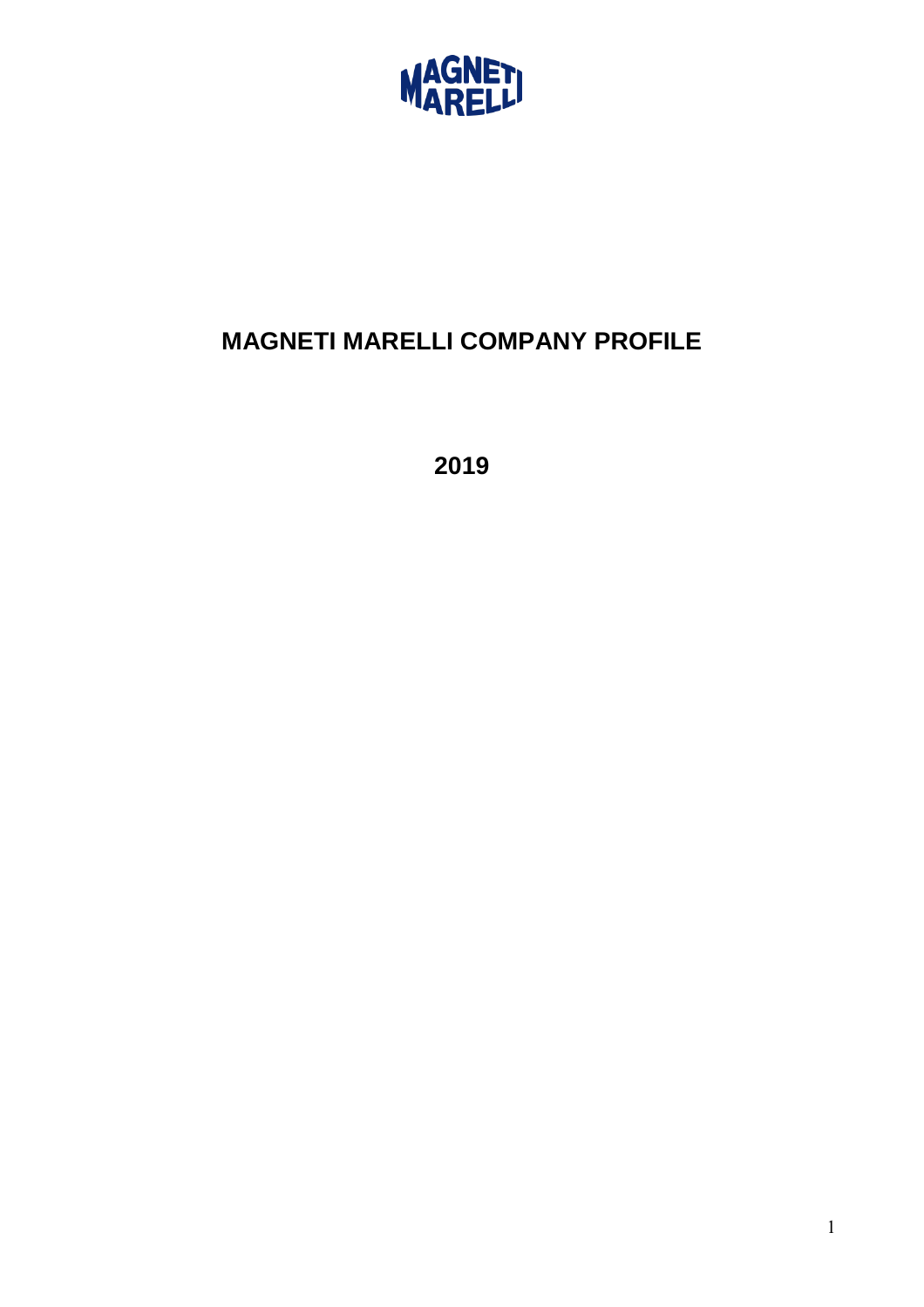# MAGNETI MARELLI COMPANY PROFILE

**2019**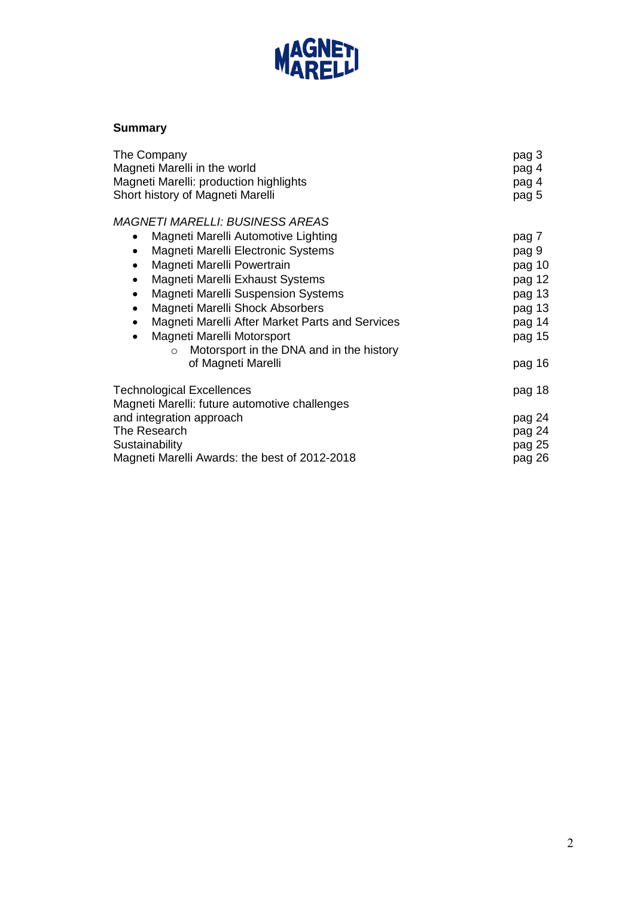## Summary

| | |
|---|---|
| The Company | pag 3 |
| Magneti Marelli in the world | pag 4 |
| Magneti Marelli: production highlights | pag 4 |
| Short history of Magneti Marelli | pag 5 |

*MAGNETI MARELLI: BUSINESS AREAS*

| | |
|---|---|
| • Magneti Marelli Automotive Lighting | pag 7 |
| • Magneti Marelli Electronic Systems | pag 9 |
| • Magneti Marelli Powertrain | pag 10 |
| • Magneti Marelli Exhaust Systems | pag 12 |
| • Magneti Marelli Suspension Systems | pag 13 |
| • Magneti Marelli Shock Absorbers | pag 13 |
| • Magneti Marelli After Market Parts and Services | pag 14 |
| • Magneti Marelli Motorsport | pag 15 |
| ○ Motorsport in the DNA and in the history of Magneti Marelli | pag 16 |

| | |
|---|---|
| Technological Excellences | pag 18 |
| Magneti Marelli: future automotive challenges and integration approach | pag 24 |
| The Research | pag 24 |
| Sustainability | pag 25 |
| Magneti Marelli Awards: the best of 2012-2018 | pag 26 |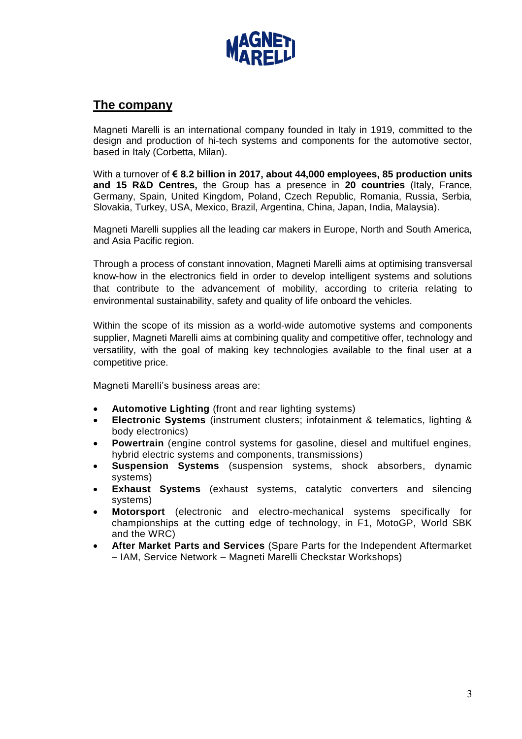## The company

Magneti Marelli is an international company founded in Italy in 1919, committed to the design and production of hi-tech systems and components for the automotive sector, based in Italy (Corbetta, Milan).

With a turnover of **€ 8.2 billion in 2017, about 44,000 employees, 85 production units and 15 R&D Centres,** the Group has a presence in **20 countries** (Italy, France, Germany, Spain, United Kingdom, Poland, Czech Republic, Romania, Russia, Serbia, Slovakia, Turkey, USA, Mexico, Brazil, Argentina, China, Japan, India, Malaysia).

Magneti Marelli supplies all the leading car makers in Europe, North and South America, and Asia Pacific region.

Through a process of constant innovation, Magneti Marelli aims at optimising transversal know-how in the electronics field in order to develop intelligent systems and solutions that contribute to the advancement of mobility, according to criteria relating to environmental sustainability, safety and quality of life onboard the vehicles.

Within the scope of its mission as a world-wide automotive systems and components supplier, Magneti Marelli aims at combining quality and competitive offer, technology and versatility, with the goal of making key technologies available to the final user at a competitive price.

Magneti Marelli's business areas are:

- **Automotive Lighting** (front and rear lighting systems)
- **Electronic Systems** (instrument clusters; infotainment & telematics, lighting & body electronics)
- **Powertrain** (engine control systems for gasoline, diesel and multifuel engines, hybrid electric systems and components, transmissions)
- **Suspension Systems** (suspension systems, shock absorbers, dynamic systems)
- **Exhaust Systems** (exhaust systems, catalytic converters and silencing systems)
- **Motorsport** (electronic and electro-mechanical systems specifically for championships at the cutting edge of technology, in F1, MotoGP, World SBK and the WRC)
- **After Market Parts and Services** (Spare Parts for the Independent Aftermarket – IAM, Service Network – Magneti Marelli Checkstar Workshops)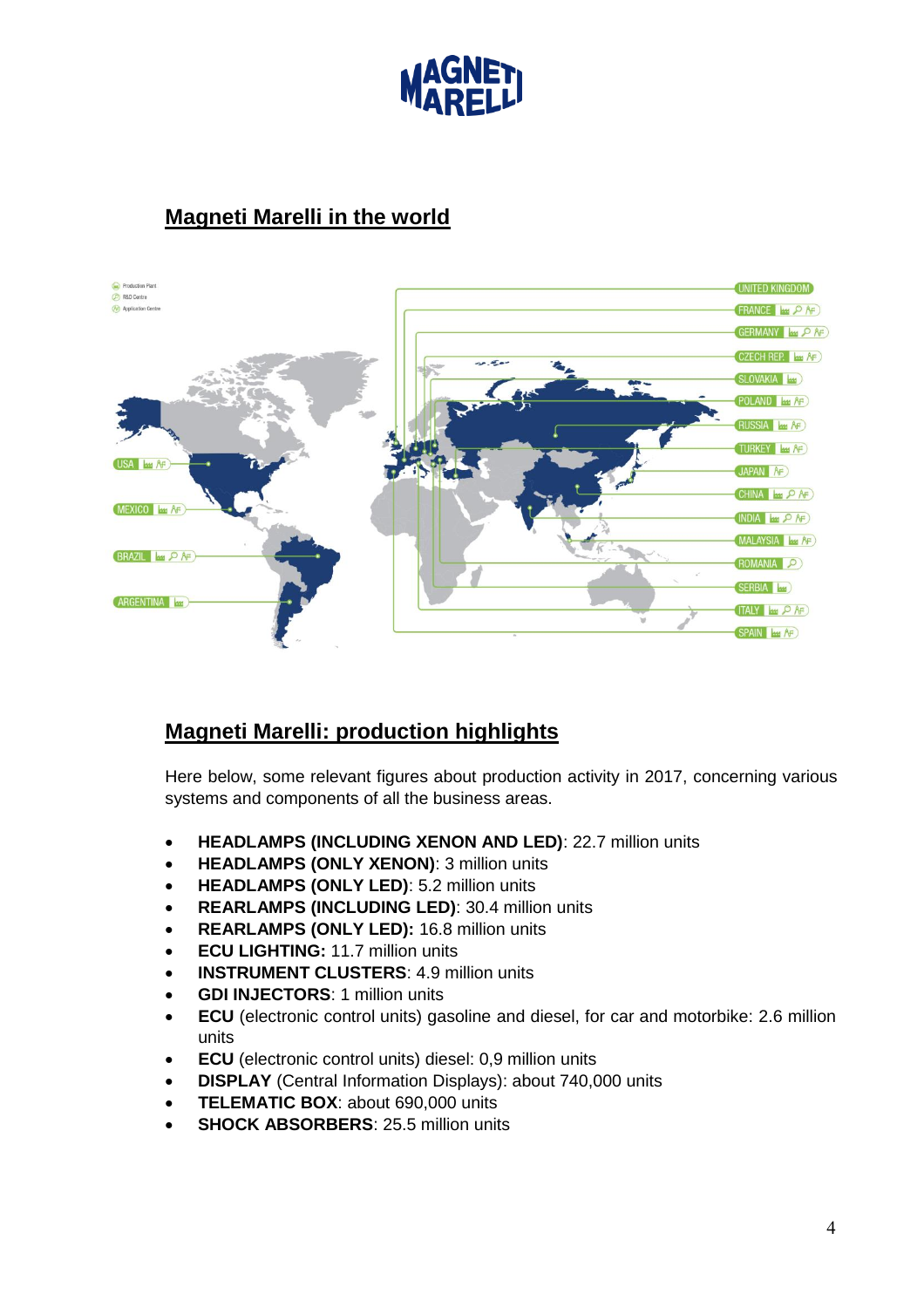## Magneti Marelli in the world

## Magneti Marelli: production highlights

Here below, some relevant figures about production activity in 2017, concerning various systems and components of all the business areas.

- **HEADLAMPS (INCLUDING XENON AND LED)**: 22.7 million units
- **HEADLAMPS (ONLY XENON)**: 3 million units
- **HEADLAMPS (ONLY LED)**: 5.2 million units
- **REARLAMPS (INCLUDING LED)**: 30.4 million units
- **REARLAMPS (ONLY LED):** 16.8 million units
- **ECU LIGHTING:** 11.7 million units
- **INSTRUMENT CLUSTERS**: 4.9 million units
- **GDI INJECTORS**: 1 million units
- **ECU** (electronic control units) gasoline and diesel, for car and motorbike: 2.6 million units
- **ECU** (electronic control units) diesel: 0,9 million units
- **DISPLAY** (Central Information Displays): about 740,000 units
- **TELEMATIC BOX**: about 690,000 units
- **SHOCK ABSORBERS**: 25.5 million units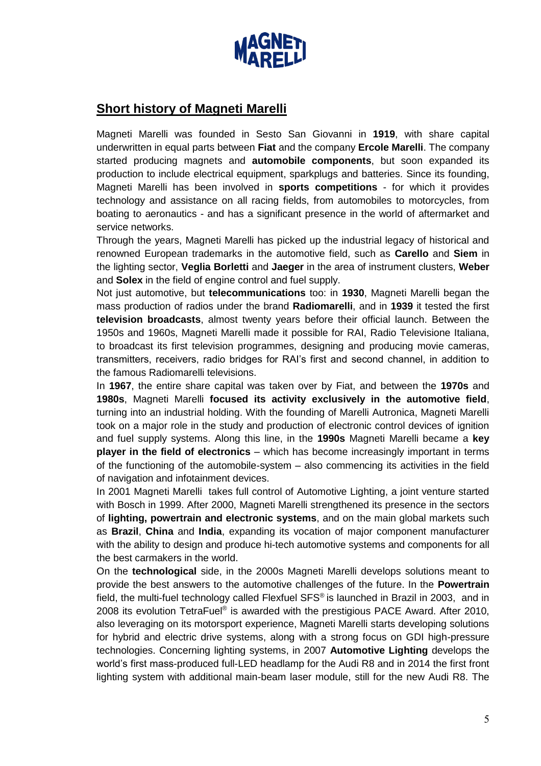## Short history of Magneti Marelli

Magneti Marelli was founded in Sesto San Giovanni in **1919**, with share capital underwritten in equal parts between **Fiat** and the company **Ercole Marelli**. The company started producing magnets and **automobile components**, but soon expanded its production to include electrical equipment, sparkplugs and batteries. Since its founding, Magneti Marelli has been involved in **sports competitions** - for which it provides technology and assistance on all racing fields, from automobiles to motorcycles, from boating to aeronautics - and has a significant presence in the world of aftermarket and service networks.

Through the years, Magneti Marelli has picked up the industrial legacy of historical and renowned European trademarks in the automotive field, such as **Carello** and **Siem** in the lighting sector, **Veglia Borletti** and **Jaeger** in the area of instrument clusters, **Weber** and **Solex** in the field of engine control and fuel supply.

Not just automotive, but **telecommunications** too: in **1930**, Magneti Marelli began the mass production of radios under the brand **Radiomarelli**, and in **1939** it tested the first **television broadcasts**, almost twenty years before their official launch. Between the 1950s and 1960s, Magneti Marelli made it possible for RAI, Radio Televisione Italiana, to broadcast its first television programmes, designing and producing movie cameras, transmitters, receivers, radio bridges for RAI's first and second channel, in addition to the famous Radiomarelli televisions.

In **1967**, the entire share capital was taken over by Fiat, and between the **1970s** and **1980s**, Magneti Marelli **focused its activity exclusively in the automotive field**, turning into an industrial holding. With the founding of Marelli Autronica, Magneti Marelli took on a major role in the study and production of electronic control devices of ignition and fuel supply systems. Along this line, in the **1990s** Magneti Marelli became a **key player in the field of electronics** – which has become increasingly important in terms of the functioning of the automobile-system – also commencing its activities in the field of navigation and infotainment devices.

In 2001 Magneti Marelli takes full control of Automotive Lighting, a joint venture started with Bosch in 1999. After 2000, Magneti Marelli strengthened its presence in the sectors of **lighting, powertrain and electronic systems**, and on the main global markets such as **Brazil**, **China** and **India**, expanding its vocation of major component manufacturer with the ability to design and produce hi-tech automotive systems and components for all the best carmakers in the world.

On the **technological** side, in the 2000s Magneti Marelli develops solutions meant to provide the best answers to the automotive challenges of the future. In the **Powertrain** field, the multi-fuel technology called Flexfuel SFS® is launched in Brazil in 2003, and in 2008 its evolution TetraFuel® is awarded with the prestigious PACE Award. After 2010, also leveraging on its motorsport experience, Magneti Marelli starts developing solutions for hybrid and electric drive systems, along with a strong focus on GDI high-pressure technologies. Concerning lighting systems, in 2007 **Automotive Lighting** develops the world's first mass-produced full-LED headlamp for the Audi R8 and in 2014 the first front lighting system with additional main-beam laser module, still for the new Audi R8. The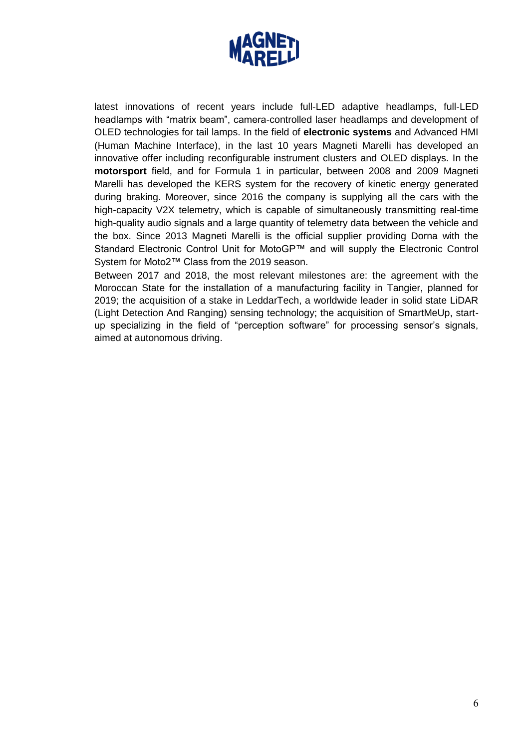latest innovations of recent years include full-LED adaptive headlamps, full-LED headlamps with “matrix beam”, camera-controlled laser headlamps and development of OLED technologies for tail lamps. In the field of **electronic systems** and Advanced HMI (Human Machine Interface), in the last 10 years Magneti Marelli has developed an innovative offer including reconfigurable instrument clusters and OLED displays. In the **motorsport** field, and for Formula 1 in particular, between 2008 and 2009 Magneti Marelli has developed the KERS system for the recovery of kinetic energy generated during braking. Moreover, since 2016 the company is supplying all the cars with the high-capacity V2X telemetry, which is capable of simultaneously transmitting real-time high-quality audio signals and a large quantity of telemetry data between the vehicle and the box. Since 2013 Magneti Marelli is the official supplier providing Dorna with the Standard Electronic Control Unit for MotoGP™ and will supply the Electronic Control System for Moto2™ Class from the 2019 season.

Between 2017 and 2018, the most relevant milestones are: the agreement with the Moroccan State for the installation of a manufacturing facility in Tangier, planned for 2019; the acquisition of a stake in LeddarTech, a worldwide leader in solid state LiDAR (Light Detection And Ranging) sensing technology; the acquisition of SmartMeUp, start-up specializing in the field of “perception software” for processing sensor’s signals, aimed at autonomous driving.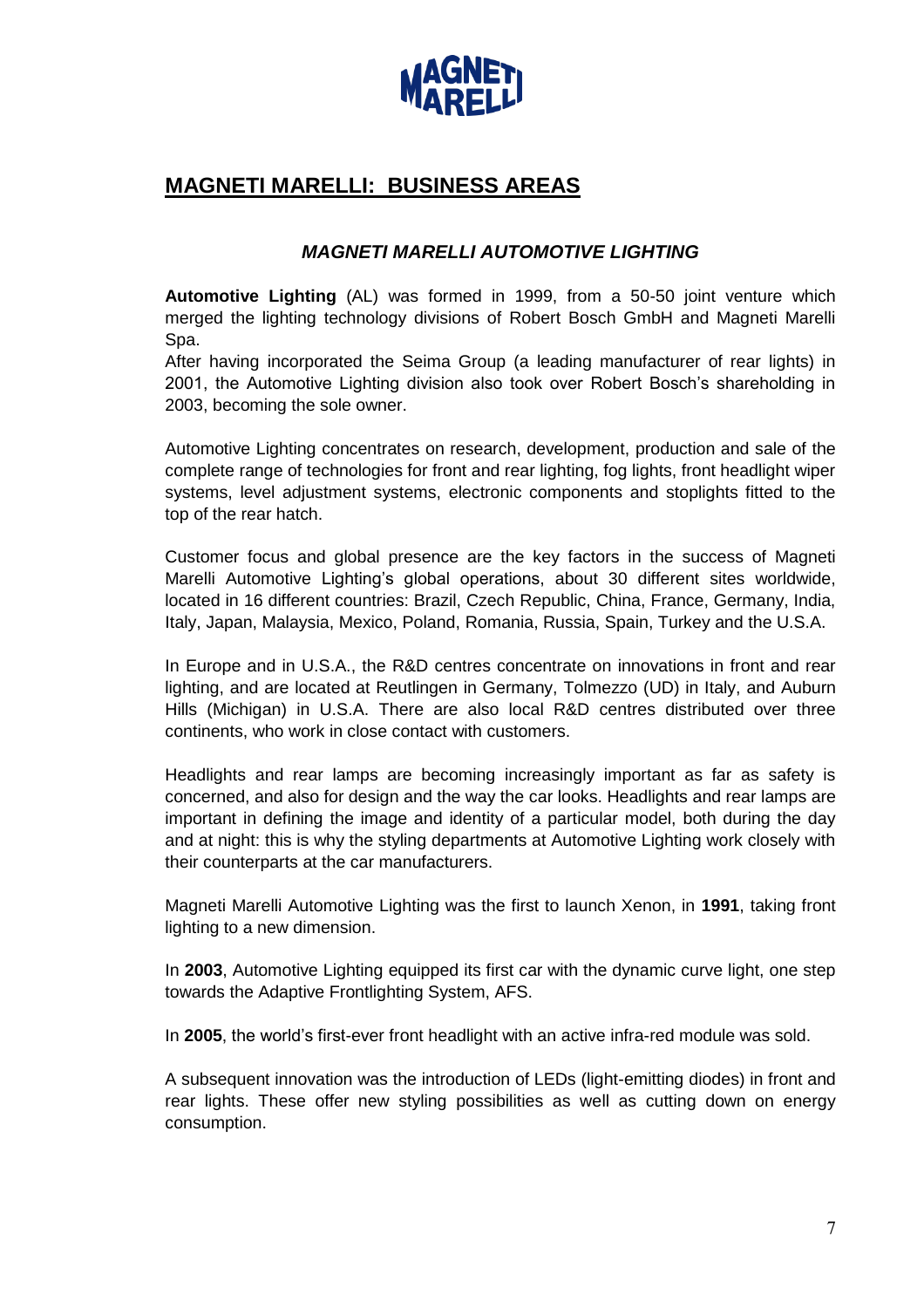## MAGNETI MARELLI: BUSINESS AREAS

### *MAGNETI MARELLI AUTOMOTIVE LIGHTING*

**Automotive Lighting** (AL) was formed in 1999, from a 50-50 joint venture which merged the lighting technology divisions of Robert Bosch GmbH and Magneti Marelli Spa.
After having incorporated the Seima Group (a leading manufacturer of rear lights) in 2001, the Automotive Lighting division also took over Robert Bosch's shareholding in 2003, becoming the sole owner.

Automotive Lighting concentrates on research, development, production and sale of the complete range of technologies for front and rear lighting, fog lights, front headlight wiper systems, level adjustment systems, electronic components and stoplights fitted to the top of the rear hatch.

Customer focus and global presence are the key factors in the success of Magneti Marelli Automotive Lighting's global operations, about 30 different sites worldwide, located in 16 different countries: Brazil, Czech Republic, China, France, Germany, India, Italy, Japan, Malaysia, Mexico, Poland, Romania, Russia, Spain, Turkey and the U.S.A.

In Europe and in U.S.A., the R&D centres concentrate on innovations in front and rear lighting, and are located at Reutlingen in Germany, Tolmezzo (UD) in Italy, and Auburn Hills (Michigan) in U.S.A. There are also local R&D centres distributed over three continents, who work in close contact with customers.

Headlights and rear lamps are becoming increasingly important as far as safety is concerned, and also for design and the way the car looks. Headlights and rear lamps are important in defining the image and identity of a particular model, both during the day and at night: this is why the styling departments at Automotive Lighting work closely with their counterparts at the car manufacturers.

Magneti Marelli Automotive Lighting was the first to launch Xenon, in **1991**, taking front lighting to a new dimension.

In **2003**, Automotive Lighting equipped its first car with the dynamic curve light, one step towards the Adaptive Frontlighting System, AFS.

In **2005**, the world's first-ever front headlight with an active infra-red module was sold.

A subsequent innovation was the introduction of LEDs (light-emitting diodes) in front and rear lights. These offer new styling possibilities as well as cutting down on energy consumption.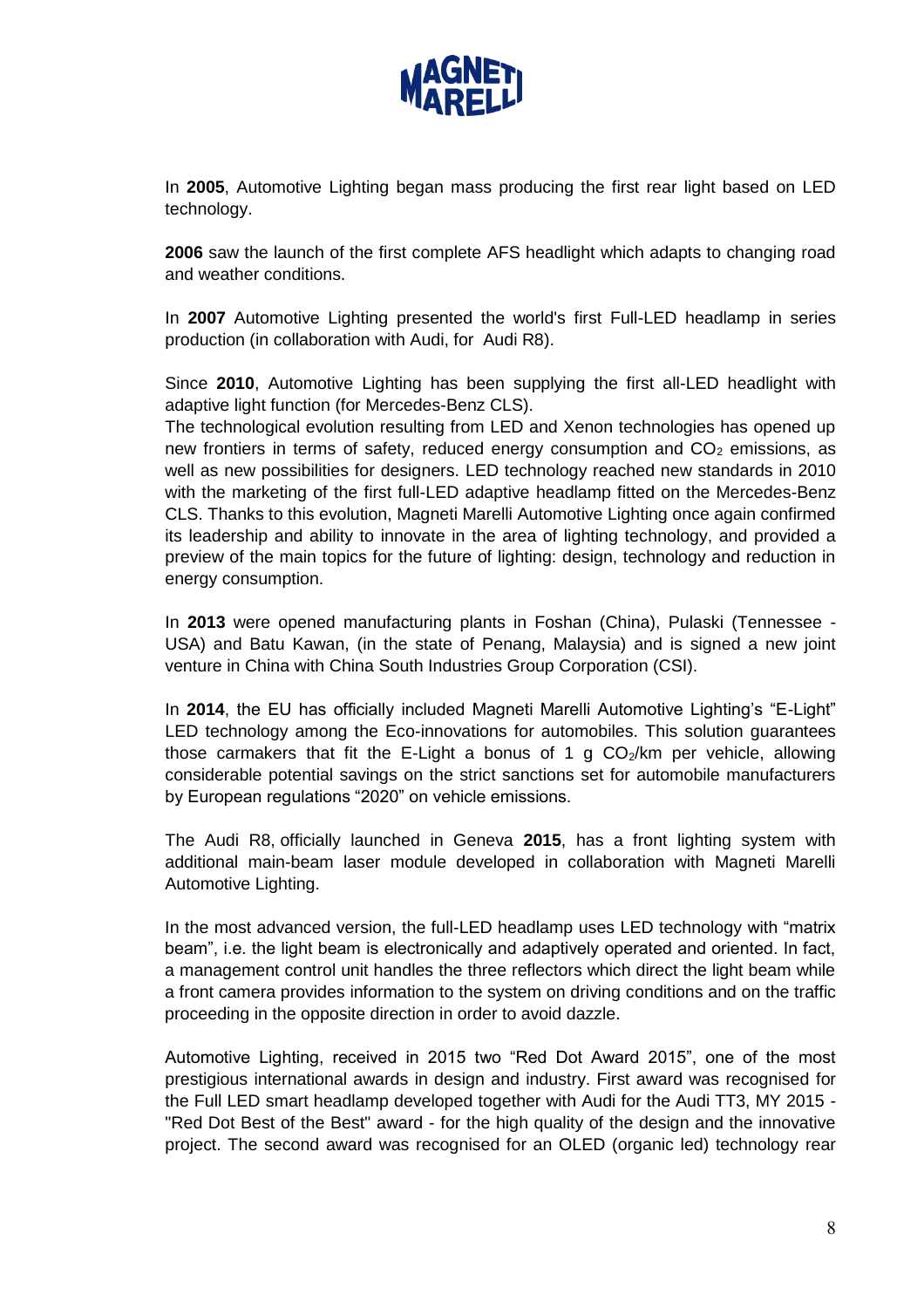In **2005**, Automotive Lighting began mass producing the first rear light based on LED technology.

**2006** saw the launch of the first complete AFS headlight which adapts to changing road and weather conditions.

In **2007** Automotive Lighting presented the world's first Full-LED headlamp in series production (in collaboration with Audi, for Audi R8).

Since **2010**, Automotive Lighting has been supplying the first all-LED headlight with adaptive light function (for Mercedes-Benz CLS).
The technological evolution resulting from LED and Xenon technologies has opened up new frontiers in terms of safety, reduced energy consumption and $CO_2$ emissions, as well as new possibilities for designers. LED technology reached new standards in 2010 with the marketing of the first full-LED adaptive headlamp fitted on the Mercedes-Benz CLS. Thanks to this evolution, Magneti Marelli Automotive Lighting once again confirmed its leadership and ability to innovate in the area of lighting technology, and provided a preview of the main topics for the future of lighting: design, technology and reduction in energy consumption.

In **2013** were opened manufacturing plants in Foshan (China), Pulaski (Tennessee - USA) and Batu Kawan, (in the state of Penang, Malaysia) and is signed a new joint venture in China with China South Industries Group Corporation (CSI).

In **2014**, the EU has officially included Magneti Marelli Automotive Lighting's "E-Light" LED technology among the Eco-innovations for automobiles. This solution guarantees those carmakers that fit the E-Light a bonus of 1 g $CO_2$/km per vehicle, allowing considerable potential savings on the strict sanctions set for automobile manufacturers by European regulations "2020" on vehicle emissions.

The Audi R8, officially launched in Geneva **2015**, has a front lighting system with additional main-beam laser module developed in collaboration with Magneti Marelli Automotive Lighting.

In the most advanced version, the full-LED headlamp uses LED technology with "matrix beam", i.e. the light beam is electronically and adaptively operated and oriented. In fact, a management control unit handles the three reflectors which direct the light beam while a front camera provides information to the system on driving conditions and on the traffic proceeding in the opposite direction in order to avoid dazzle.

Automotive Lighting, received in 2015 two "Red Dot Award 2015", one of the most prestigious international awards in design and industry. First award was recognised for the Full LED smart headlamp developed together with Audi for the Audi TT3, MY 2015 - "Red Dot Best of the Best" award - for the high quality of the design and the innovative project. The second award was recognised for an OLED (organic led) technology rear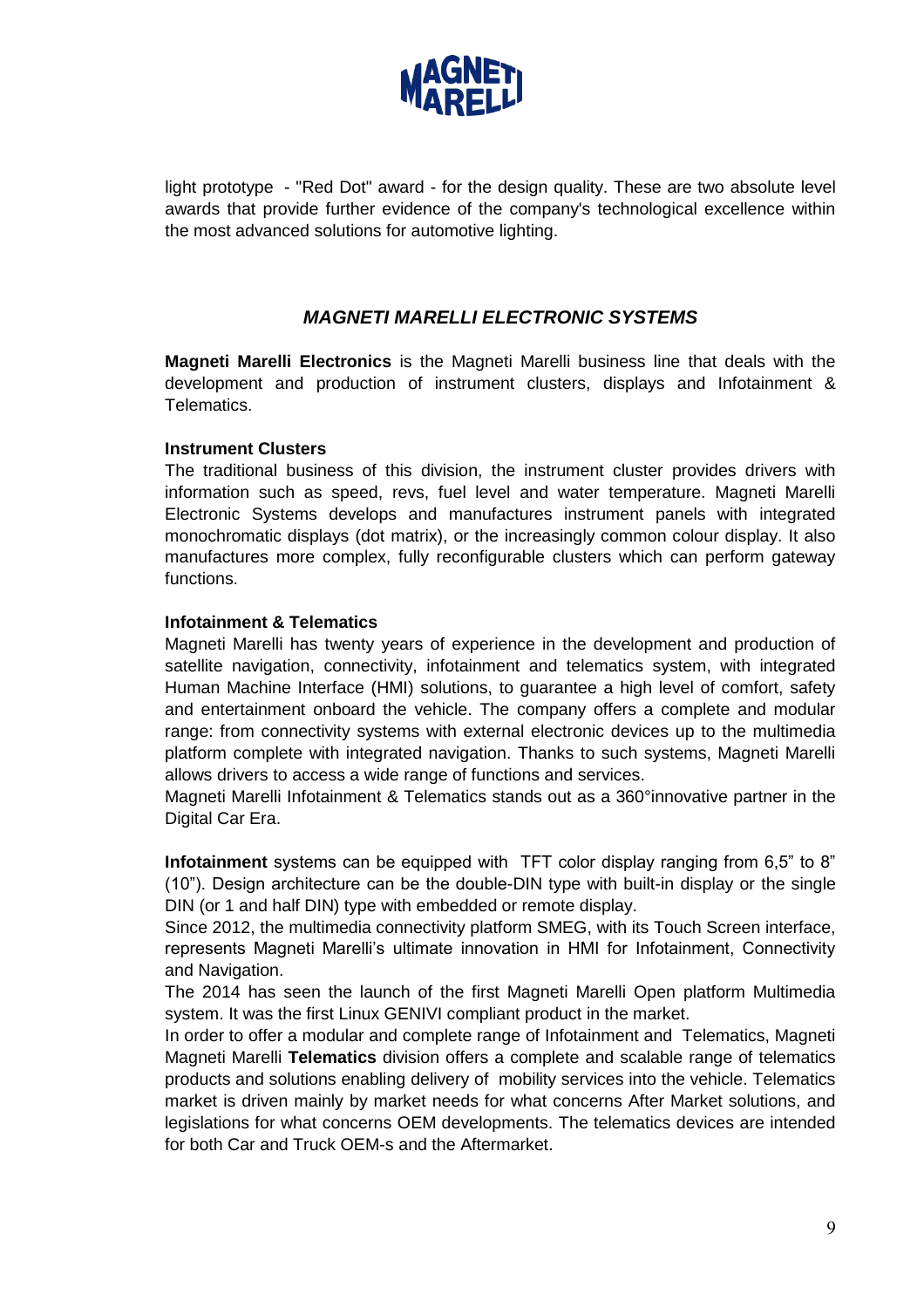light prototype - "Red Dot" award - for the design quality. These are two absolute level awards that provide further evidence of the company's technological excellence within the most advanced solutions for automotive lighting.

## *MAGNETI MARELLI ELECTRONIC SYSTEMS*

**Magneti Marelli Electronics** is the Magneti Marelli business line that deals with the development and production of instrument clusters, displays and Infotainment & Telematics.

**Instrument Clusters**

The traditional business of this division, the instrument cluster provides drivers with information such as speed, revs, fuel level and water temperature. Magneti Marelli Electronic Systems develops and manufactures instrument panels with integrated monochromatic displays (dot matrix), or the increasingly common colour display. It also manufactures more complex, fully reconfigurable clusters which can perform gateway functions.

**Infotainment & Telematics**

Magneti Marelli has twenty years of experience in the development and production of satellite navigation, connectivity, infotainment and telematics system, with integrated Human Machine Interface (HMI) solutions, to guarantee a high level of comfort, safety and entertainment onboard the vehicle. The company offers a complete and modular range: from connectivity systems with external electronic devices up to the multimedia platform complete with integrated navigation. Thanks to such systems, Magneti Marelli allows drivers to access a wide range of functions and services.

Magneti Marelli Infotainment & Telematics stands out as a 360°innovative partner in the Digital Car Era.

**Infotainment** systems can be equipped with TFT color display ranging from 6,5" to 8" (10"). Design architecture can be the double-DIN type with built-in display or the single DIN (or 1 and half DIN) type with embedded or remote display.

Since 2012, the multimedia connectivity platform SMEG, with its Touch Screen interface, represents Magneti Marelli's ultimate innovation in HMI for Infotainment, Connectivity and Navigation.

The 2014 has seen the launch of the first Magneti Marelli Open platform Multimedia system. It was the first Linux GENIVI compliant product in the market.

In order to offer a modular and complete range of Infotainment and Telematics, Magneti Magneti Marelli **Telematics** division offers a complete and scalable range of telematics products and solutions enabling delivery of mobility services into the vehicle. Telematics market is driven mainly by market needs for what concerns After Market solutions, and legislations for what concerns OEM developments. The telematics devices are intended for both Car and Truck OEM-s and the Aftermarket.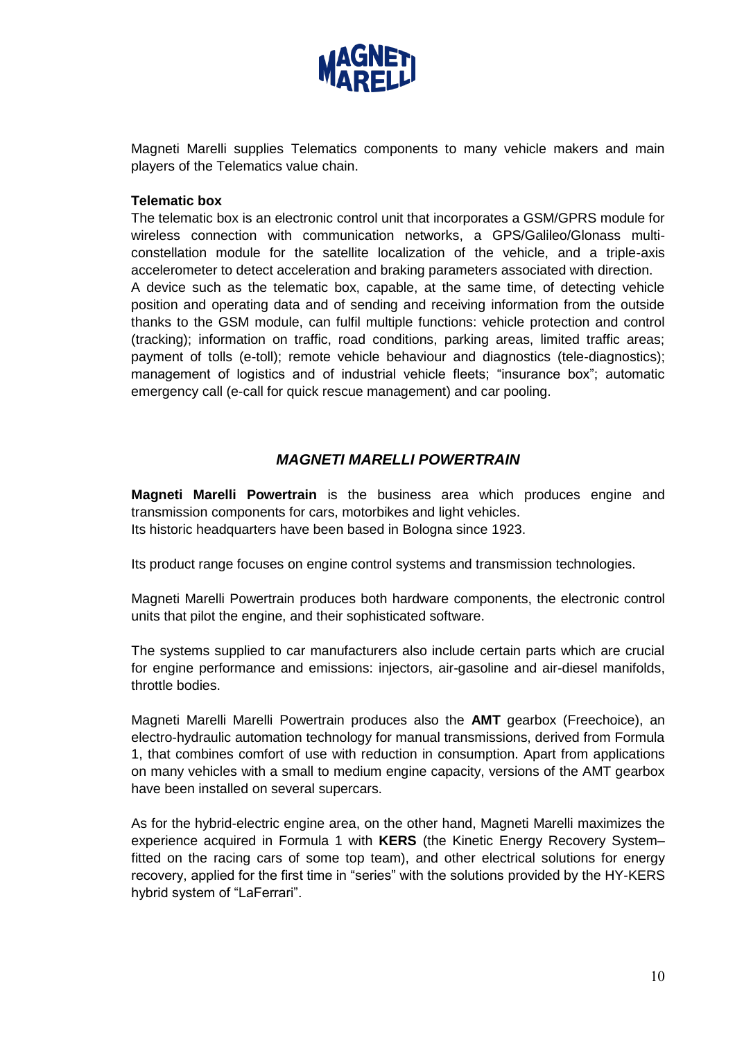Magneti Marelli supplies Telematics components to many vehicle makers and main players of the Telematics value chain.

**Telematic box**

The telematic box is an electronic control unit that incorporates a GSM/GPRS module for wireless connection with communication networks, a GPS/Galileo/Glonass multi-constellation module for the satellite localization of the vehicle, and a triple-axis accelerometer to detect acceleration and braking parameters associated with direction.
A device such as the telematic box, capable, at the same time, of detecting vehicle position and operating data and of sending and receiving information from the outside thanks to the GSM module, can fulfil multiple functions: vehicle protection and control (tracking); information on traffic, road conditions, parking areas, limited traffic areas; payment of tolls (e-toll); remote vehicle behaviour and diagnostics (tele-diagnostics); management of logistics and of industrial vehicle fleets; "insurance box"; automatic emergency call (e-call for quick rescue management) and car pooling.

## *MAGNETI MARELLI POWERTRAIN*

**Magneti Marelli Powertrain** is the business area which produces engine and transmission components for cars, motorbikes and light vehicles.
Its historic headquarters have been based in Bologna since 1923.

Its product range focuses on engine control systems and transmission technologies.

Magneti Marelli Powertrain produces both hardware components, the electronic control units that pilot the engine, and their sophisticated software.

The systems supplied to car manufacturers also include certain parts which are crucial for engine performance and emissions: injectors, air-gasoline and air-diesel manifolds, throttle bodies.

Magneti Marelli Marelli Powertrain produces also the **AMT** gearbox (Freechoice), an electro-hydraulic automation technology for manual transmissions, derived from Formula 1, that combines comfort of use with reduction in consumption. Apart from applications on many vehicles with a small to medium engine capacity, versions of the AMT gearbox have been installed on several supercars.

As for the hybrid-electric engine area, on the other hand, Magneti Marelli maximizes the experience acquired in Formula 1 with **KERS** (the Kinetic Energy Recovery System– fitted on the racing cars of some top team), and other electrical solutions for energy recovery, applied for the first time in "series" with the solutions provided by the HY-KERS hybrid system of "LaFerrari".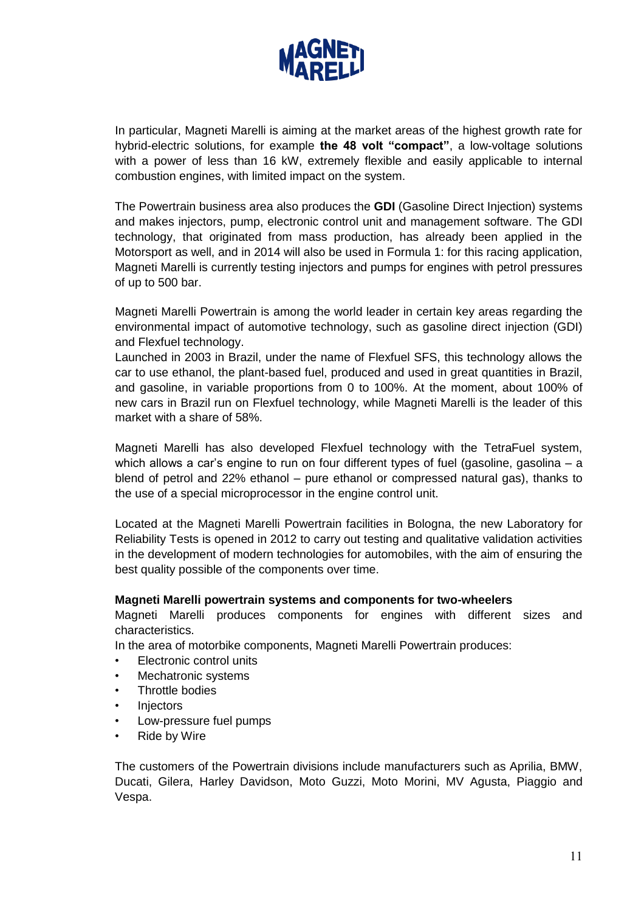In particular, Magneti Marelli is aiming at the market areas of the highest growth rate for hybrid-electric solutions, for example **the 48 volt "compact"**, a low-voltage solutions with a power of less than 16 kW, extremely flexible and easily applicable to internal combustion engines, with limited impact on the system.

The Powertrain business area also produces the **GDI** (Gasoline Direct Injection) systems and makes injectors, pump, electronic control unit and management software. The GDI technology, that originated from mass production, has already been applied in the Motorsport as well, and in 2014 will also be used in Formula 1: for this racing application, Magneti Marelli is currently testing injectors and pumps for engines with petrol pressures of up to 500 bar.

Magneti Marelli Powertrain is among the world leader in certain key areas regarding the environmental impact of automotive technology, such as gasoline direct injection (GDI) and Flexfuel technology.
Launched in 2003 in Brazil, under the name of Flexfuel SFS, this technology allows the car to use ethanol, the plant-based fuel, produced and used in great quantities in Brazil, and gasoline, in variable proportions from 0 to 100%. At the moment, about 100% of new cars in Brazil run on Flexfuel technology, while Magneti Marelli is the leader of this market with a share of 58%.

Magneti Marelli has also developed Flexfuel technology with the TetraFuel system, which allows a car's engine to run on four different types of fuel (gasoline, gasolina – a blend of petrol and 22% ethanol – pure ethanol or compressed natural gas), thanks to the use of a special microprocessor in the engine control unit.

Located at the Magneti Marelli Powertrain facilities in Bologna, the new Laboratory for Reliability Tests is opened in 2012 to carry out testing and qualitative validation activities in the development of modern technologies for automobiles, with the aim of ensuring the best quality possible of the components over time.

**Magneti Marelli powertrain systems and components for two-wheelers**
Magneti Marelli produces components for engines with different sizes and characteristics.
In the area of motorbike components, Magneti Marelli Powertrain produces:

- Electronic control units
- Mechatronic systems
- Throttle bodies
- Injectors
- Low-pressure fuel pumps
- Ride by Wire

The customers of the Powertrain divisions include manufacturers such as Aprilia, BMW, Ducati, Gilera, Harley Davidson, Moto Guzzi, Moto Morini, MV Agusta, Piaggio and Vespa.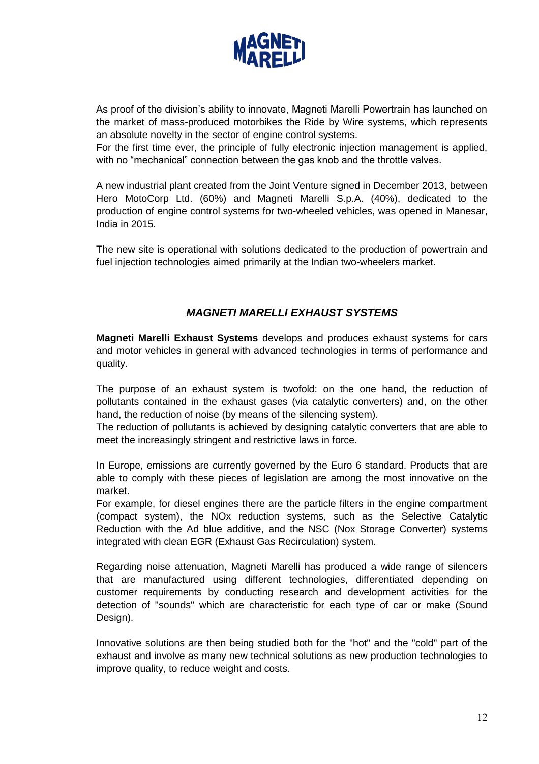As proof of the division's ability to innovate, Magneti Marelli Powertrain has launched on the market of mass-produced motorbikes the Ride by Wire systems, which represents an absolute novelty in the sector of engine control systems.
For the first time ever, the principle of fully electronic injection management is applied, with no "mechanical" connection between the gas knob and the throttle valves.

A new industrial plant created from the Joint Venture signed in December 2013, between Hero MotoCorp Ltd. (60%) and Magneti Marelli S.p.A. (40%), dedicated to the production of engine control systems for two-wheeled vehicles, was opened in Manesar, India in 2015.

The new site is operational with solutions dedicated to the production of powertrain and fuel injection technologies aimed primarily at the Indian two-wheelers market.

## *MAGNETI MARELLI EXHAUST SYSTEMS*

**Magneti Marelli Exhaust Systems** develops and produces exhaust systems for cars and motor vehicles in general with advanced technologies in terms of performance and quality.

The purpose of an exhaust system is twofold: on the one hand, the reduction of pollutants contained in the exhaust gases (via catalytic converters) and, on the other hand, the reduction of noise (by means of the silencing system).
The reduction of pollutants is achieved by designing catalytic converters that are able to meet the increasingly stringent and restrictive laws in force.

In Europe, emissions are currently governed by the Euro 6 standard. Products that are able to comply with these pieces of legislation are among the most innovative on the market.
For example, for diesel engines there are the particle filters in the engine compartment (compact system), the NOx reduction systems, such as the Selective Catalytic Reduction with the Ad blue additive, and the NSC (Nox Storage Converter) systems integrated with clean EGR (Exhaust Gas Recirculation) system.

Regarding noise attenuation, Magneti Marelli has produced a wide range of silencers that are manufactured using different technologies, differentiated depending on customer requirements by conducting research and development activities for the detection of "sounds" which are characteristic for each type of car or make (Sound Design).

Innovative solutions are then being studied both for the "hot" and the "cold" part of the exhaust and involve as many new technical solutions as new production technologies to improve quality, to reduce weight and costs.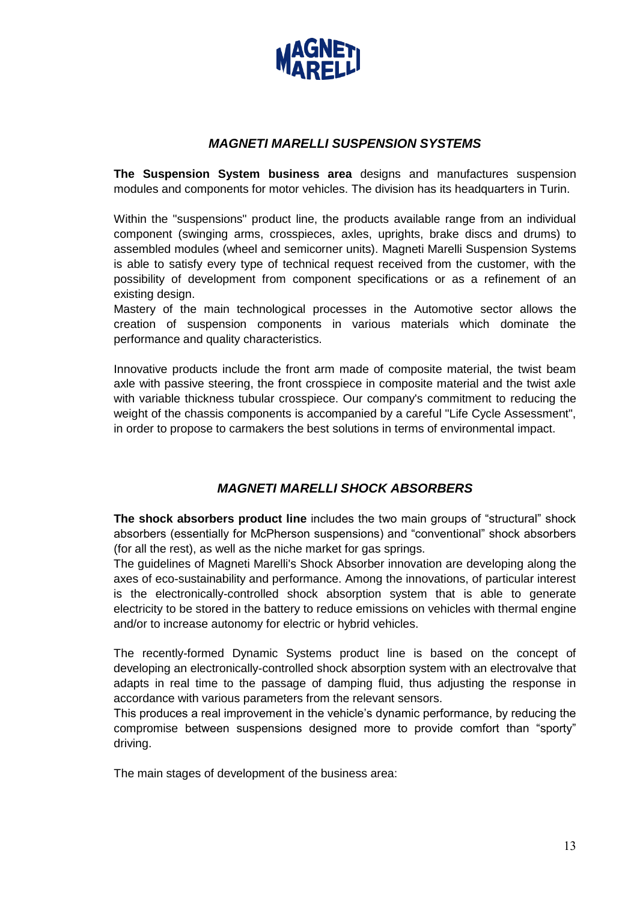## *MAGNETI MARELLI SUSPENSION SYSTEMS*

**The Suspension System business area** designs and manufactures suspension modules and components for motor vehicles. The division has its headquarters in Turin.

Within the "suspensions" product line, the products available range from an individual component (swinging arms, crosspieces, axles, uprights, brake discs and drums) to assembled modules (wheel and semicorner units). Magneti Marelli Suspension Systems is able to satisfy every type of technical request received from the customer, with the possibility of development from component specifications or as a refinement of an existing design.

Mastery of the main technological processes in the Automotive sector allows the creation of suspension components in various materials which dominate the performance and quality characteristics.

Innovative products include the front arm made of composite material, the twist beam axle with passive steering, the front crosspiece in composite material and the twist axle with variable thickness tubular crosspiece. Our company's commitment to reducing the weight of the chassis components is accompanied by a careful "Life Cycle Assessment", in order to propose to carmakers the best solutions in terms of environmental impact.

## *MAGNETI MARELLI SHOCK ABSORBERS*

**The shock absorbers product line** includes the two main groups of "structural" shock absorbers (essentially for McPherson suspensions) and "conventional" shock absorbers (for all the rest), as well as the niche market for gas springs.

The guidelines of Magneti Marelli's Shock Absorber innovation are developing along the axes of eco-sustainability and performance. Among the innovations, of particular interest is the electronically-controlled shock absorption system that is able to generate electricity to be stored in the battery to reduce emissions on vehicles with thermal engine and/or to increase autonomy for electric or hybrid vehicles.

The recently-formed Dynamic Systems product line is based on the concept of developing an electronically-controlled shock absorption system with an electrovalve that adapts in real time to the passage of damping fluid, thus adjusting the response in accordance with various parameters from the relevant sensors.

This produces a real improvement in the vehicle's dynamic performance, by reducing the compromise between suspensions designed more to provide comfort than "sporty" driving.

The main stages of development of the business area: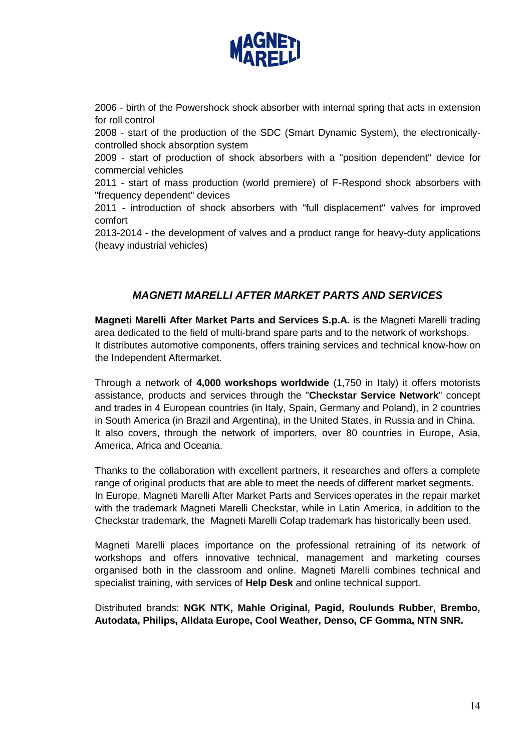2006 - birth of the Powershock shock absorber with internal spring that acts in extension for roll control

2008 - start of the production of the SDC (Smart Dynamic System), the electronically-controlled shock absorption system

2009 - start of production of shock absorbers with a "position dependent" device for commercial vehicles

2011 - start of mass production (world premiere) of F-Respond shock absorbers with "frequency dependent" devices

2011 - introduction of shock absorbers with "full displacement" valves for improved comfort

2013-2014 - the development of valves and a product range for heavy-duty applications (heavy industrial vehicles)

## *MAGNETI MARELLI AFTER MARKET PARTS AND SERVICES*

**Magneti Marelli After Market Parts and Services S.p.A.** is the Magneti Marelli trading area dedicated to the field of multi-brand spare parts and to the network of workshops. It distributes automotive components, offers training services and technical know-how on the Independent Aftermarket.

Through a network of **4,000 workshops worldwide** (1,750 in Italy) it offers motorists assistance, products and services through the "**Checkstar Service Network**" concept and trades in 4 European countries (in Italy, Spain, Germany and Poland), in 2 countries in South America (in Brazil and Argentina), in the United States, in Russia and in China. It also covers, through the network of importers, over 80 countries in Europe, Asia, America, Africa and Oceania.

Thanks to the collaboration with excellent partners, it researches and offers a complete range of original products that are able to meet the needs of different market segments. In Europe, Magneti Marelli After Market Parts and Services operates in the repair market with the trademark Magneti Marelli Checkstar, while in Latin America, in addition to the Checkstar trademark, the Magneti Marelli Cofap trademark has historically been used.

Magneti Marelli places importance on the professional retraining of its network of workshops and offers innovative technical, management and marketing courses organised both in the classroom and online. Magneti Marelli combines technical and specialist training, with services of **Help Desk** and online technical support.

Distributed brands: **NGK NTK, Mahle Original, Pagid, Roulunds Rubber, Brembo, Autodata, Philips, Alldata Europe, Cool Weather, Denso, CF Gomma, NTN SNR.**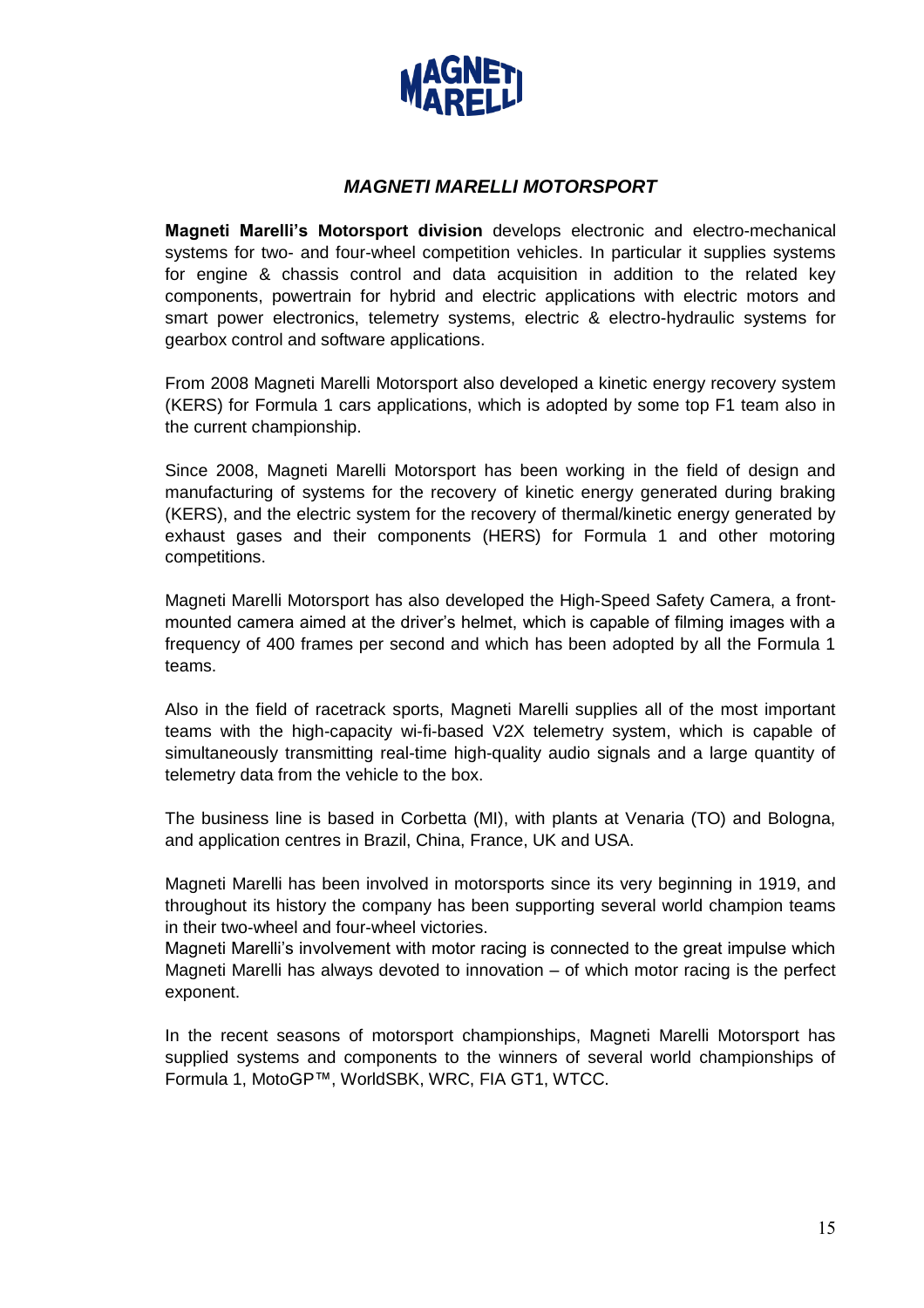## *MAGNETI MARELLI MOTORSPORT*

**Magneti Marelli's Motorsport division** develops electronic and electro-mechanical systems for two- and four-wheel competition vehicles. In particular it supplies systems for engine & chassis control and data acquisition in addition to the related key components, powertrain for hybrid and electric applications with electric motors and smart power electronics, telemetry systems, electric & electro-hydraulic systems for gearbox control and software applications.

From 2008 Magneti Marelli Motorsport also developed a kinetic energy recovery system (KERS) for Formula 1 cars applications, which is adopted by some top F1 team also in the current championship.

Since 2008, Magneti Marelli Motorsport has been working in the field of design and manufacturing of systems for the recovery of kinetic energy generated during braking (KERS), and the electric system for the recovery of thermal/kinetic energy generated by exhaust gases and their components (HERS) for Formula 1 and other motoring competitions.

Magneti Marelli Motorsport has also developed the High-Speed Safety Camera, a front-mounted camera aimed at the driver's helmet, which is capable of filming images with a frequency of 400 frames per second and which has been adopted by all the Formula 1 teams.

Also in the field of racetrack sports, Magneti Marelli supplies all of the most important teams with the high-capacity wi-fi-based V2X telemetry system, which is capable of simultaneously transmitting real-time high-quality audio signals and a large quantity of telemetry data from the vehicle to the box.

The business line is based in Corbetta (MI), with plants at Venaria (TO) and Bologna, and application centres in Brazil, China, France, UK and USA.

Magneti Marelli has been involved in motorsports since its very beginning in 1919, and throughout its history the company has been supporting several world champion teams in their two-wheel and four-wheel victories.
Magneti Marelli's involvement with motor racing is connected to the great impulse which Magneti Marelli has always devoted to innovation – of which motor racing is the perfect exponent.

In the recent seasons of motorsport championships, Magneti Marelli Motorsport has supplied systems and components to the winners of several world championships of Formula 1, MotoGP™, WorldSBK, WRC, FIA GT1, WTCC.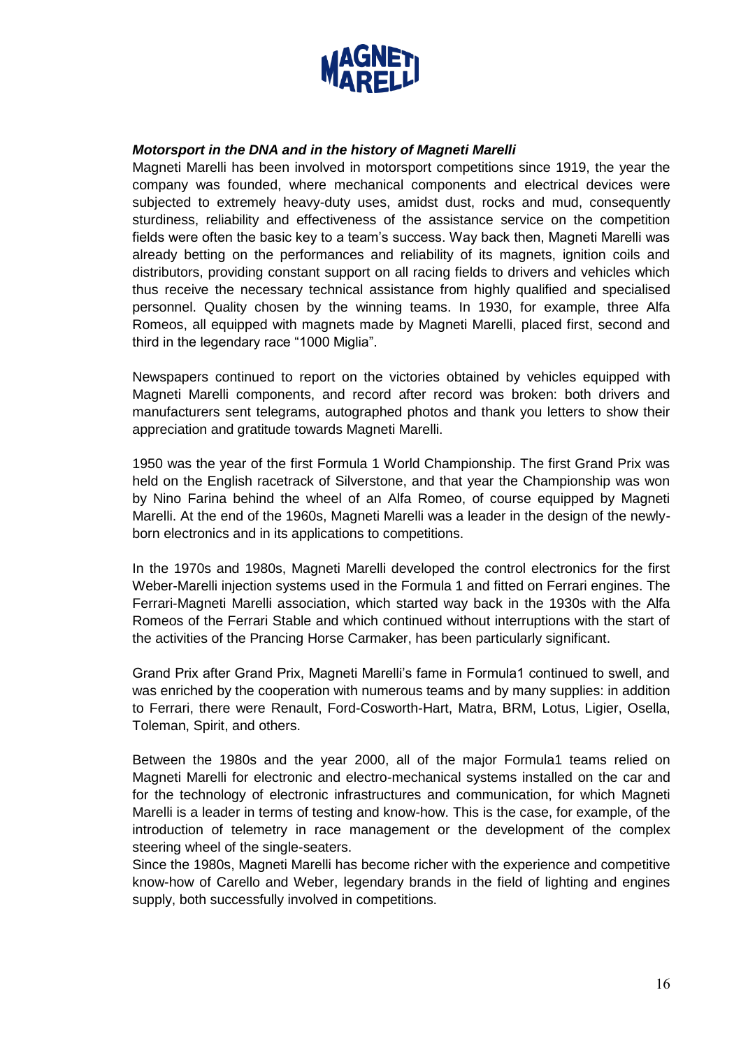***Motorsport in the DNA and in the history of Magneti Marelli***

Magneti Marelli has been involved in motorsport competitions since 1919, the year the company was founded, where mechanical components and electrical devices were subjected to extremely heavy-duty uses, amidst dust, rocks and mud, consequently sturdiness, reliability and effectiveness of the assistance service on the competition fields were often the basic key to a team's success. Way back then, Magneti Marelli was already betting on the performances and reliability of its magnets, ignition coils and distributors, providing constant support on all racing fields to drivers and vehicles which thus receive the necessary technical assistance from highly qualified and specialised personnel. Quality chosen by the winning teams. In 1930, for example, three Alfa Romeos, all equipped with magnets made by Magneti Marelli, placed first, second and third in the legendary race "1000 Miglia".

Newspapers continued to report on the victories obtained by vehicles equipped with Magneti Marelli components, and record after record was broken: both drivers and manufacturers sent telegrams, autographed photos and thank you letters to show their appreciation and gratitude towards Magneti Marelli.

1950 was the year of the first Formula 1 World Championship. The first Grand Prix was held on the English racetrack of Silverstone, and that year the Championship was won by Nino Farina behind the wheel of an Alfa Romeo, of course equipped by Magneti Marelli. At the end of the 1960s, Magneti Marelli was a leader in the design of the newly-born electronics and in its applications to competitions.

In the 1970s and 1980s, Magneti Marelli developed the control electronics for the first Weber-Marelli injection systems used in the Formula 1 and fitted on Ferrari engines. The Ferrari-Magneti Marelli association, which started way back in the 1930s with the Alfa Romeos of the Ferrari Stable and which continued without interruptions with the start of the activities of the Prancing Horse Carmaker, has been particularly significant.

Grand Prix after Grand Prix, Magneti Marelli's fame in Formula1 continued to swell, and was enriched by the cooperation with numerous teams and by many supplies: in addition to Ferrari, there were Renault, Ford-Cosworth-Hart, Matra, BRM, Lotus, Ligier, Osella, Toleman, Spirit, and others.

Between the 1980s and the year 2000, all of the major Formula1 teams relied on Magneti Marelli for electronic and electro-mechanical systems installed on the car and for the technology of electronic infrastructures and communication, for which Magneti Marelli is a leader in terms of testing and know-how. This is the case, for example, of the introduction of telemetry in race management or the development of the complex steering wheel of the single-seaters.

Since the 1980s, Magneti Marelli has become richer with the experience and competitive know-how of Carello and Weber, legendary brands in the field of lighting and engines supply, both successfully involved in competitions.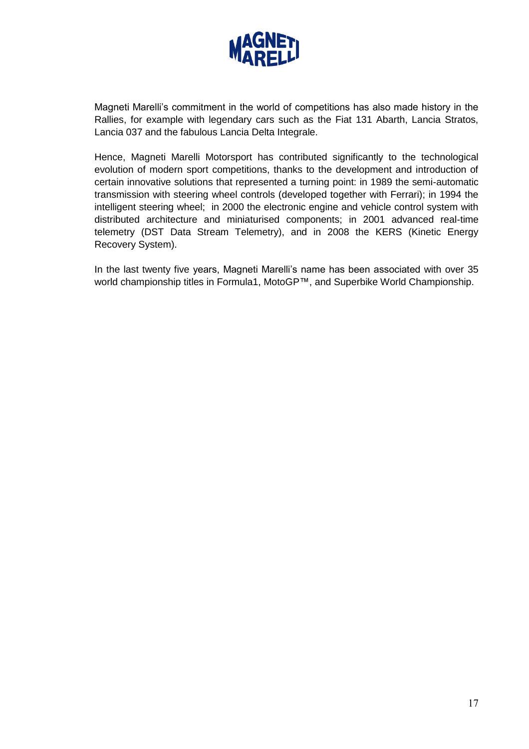Magneti Marelli's commitment in the world of competitions has also made history in the Rallies, for example with legendary cars such as the Fiat 131 Abarth, Lancia Stratos, Lancia 037 and the fabulous Lancia Delta Integrale.

Hence, Magneti Marelli Motorsport has contributed significantly to the technological evolution of modern sport competitions, thanks to the development and introduction of certain innovative solutions that represented a turning point: in 1989 the semi-automatic transmission with steering wheel controls (developed together with Ferrari); in 1994 the intelligent steering wheel; in 2000 the electronic engine and vehicle control system with distributed architecture and miniaturised components; in 2001 advanced real-time telemetry (DST Data Stream Telemetry), and in 2008 the KERS (Kinetic Energy Recovery System).

In the last twenty five years, Magneti Marelli's name has been associated with over 35 world championship titles in Formula1, MotoGP™, and Superbike World Championship.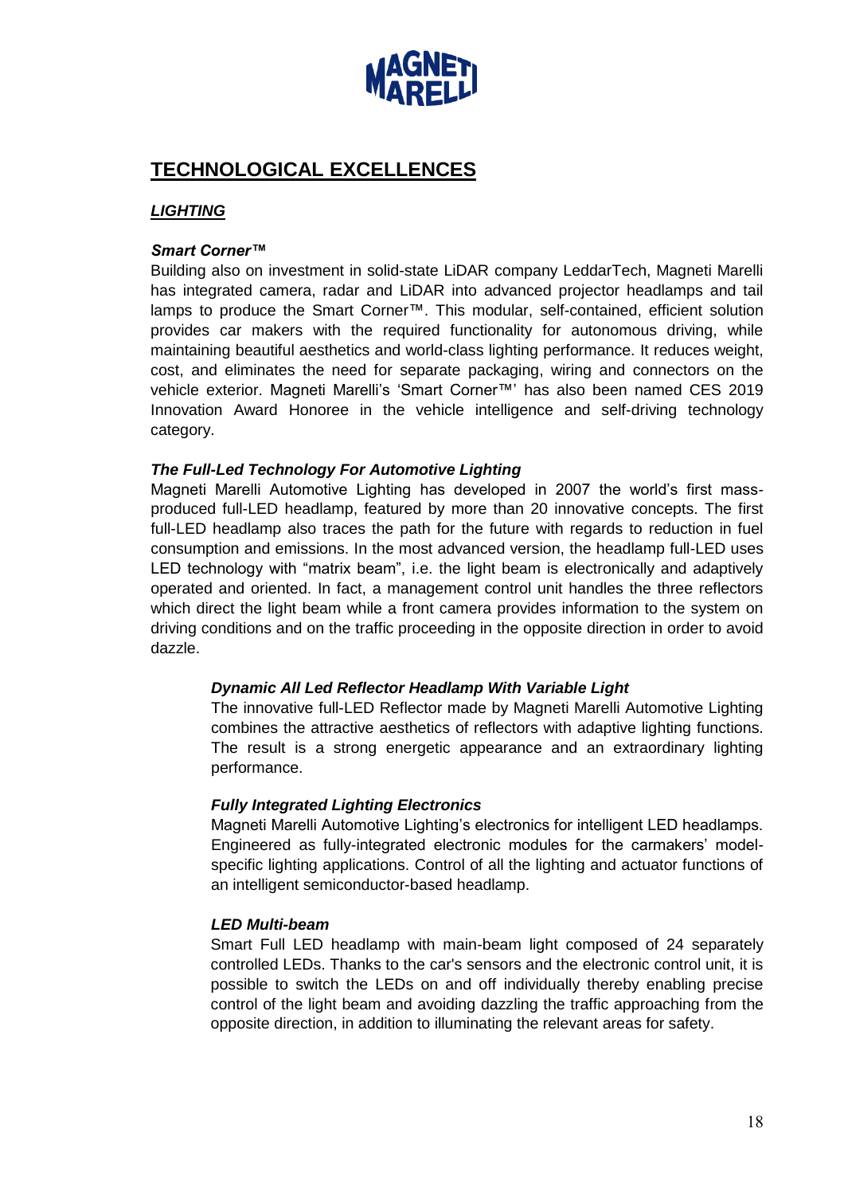## TECHNOLOGICAL EXCELLENCES

### *LIGHTING*

#### *Smart Corner™*

Building also on investment in solid-state LiDAR company LeddarTech, Magneti Marelli has integrated camera, radar and LiDAR into advanced projector headlamps and tail lamps to produce the Smart Corner™. This modular, self-contained, efficient solution provides car makers with the required functionality for autonomous driving, while maintaining beautiful aesthetics and world-class lighting performance. It reduces weight, cost, and eliminates the need for separate packaging, wiring and connectors on the vehicle exterior. Magneti Marelli's 'Smart Corner™' has also been named CES 2019 Innovation Award Honoree in the vehicle intelligence and self-driving technology category.

#### *The Full-Led Technology For Automotive Lighting*

Magneti Marelli Automotive Lighting has developed in 2007 the world's first mass-produced full-LED headlamp, featured by more than 20 innovative concepts. The first full-LED headlamp also traces the path for the future with regards to reduction in fuel consumption and emissions. In the most advanced version, the headlamp full-LED uses LED technology with "matrix beam", i.e. the light beam is electronically and adaptively operated and oriented. In fact, a management control unit handles the three reflectors which direct the light beam while a front camera provides information to the system on driving conditions and on the traffic proceeding in the opposite direction in order to avoid dazzle.

##### *Dynamic All Led Reflector Headlamp With Variable Light*

The innovative full-LED Reflector made by Magneti Marelli Automotive Lighting combines the attractive aesthetics of reflectors with adaptive lighting functions. The result is a strong energetic appearance and an extraordinary lighting performance.

##### *Fully Integrated Lighting Electronics*

Magneti Marelli Automotive Lighting's electronics for intelligent LED headlamps. Engineered as fully-integrated electronic modules for the carmakers' model-specific lighting applications. Control of all the lighting and actuator functions of an intelligent semiconductor-based headlamp.

##### *LED Multi-beam*

Smart Full LED headlamp with main-beam light composed of 24 separately controlled LEDs. Thanks to the car's sensors and the electronic control unit, it is possible to switch the LEDs on and off individually thereby enabling precise control of the light beam and avoiding dazzling the traffic approaching from the opposite direction, in addition to illuminating the relevant areas for safety.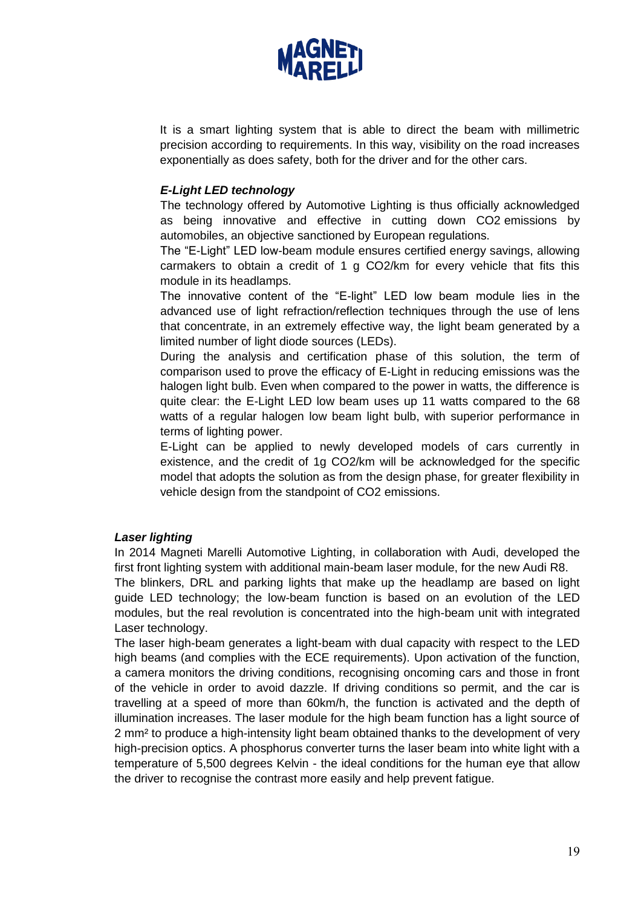It is a smart lighting system that is able to direct the beam with millimetric precision according to requirements. In this way, visibility on the road increases exponentially as does safety, both for the driver and for the other cars.

### *E-Light LED technology*

The technology offered by Automotive Lighting is thus officially acknowledged as being innovative and effective in cutting down $CO_2$ emissions by automobiles, an objective sanctioned by European regulations.

The "E-Light" LED low-beam module ensures certified energy savings, allowing carmakers to obtain a credit of 1 g $CO_2$/km for every vehicle that fits this module in its headlamps.

The innovative content of the "E-light" LED low beam module lies in the advanced use of light refraction/reflection techniques through the use of lens that concentrate, in an extremely effective way, the light beam generated by a limited number of light diode sources (LEDs).

During the analysis and certification phase of this solution, the term of comparison used to prove the efficacy of E-Light in reducing emissions was the halogen light bulb. Even when compared to the power in watts, the difference is quite clear: the E-Light LED low beam uses up 11 watts compared to the 68 watts of a regular halogen low beam light bulb, with superior performance in terms of lighting power.

E-Light can be applied to newly developed models of cars currently in existence, and the credit of 1g $CO_2$/km will be acknowledged for the specific model that adopts the solution as from the design phase, for greater flexibility in vehicle design from the standpoint of $CO_2$ emissions.

### *Laser lighting*

In 2014 Magneti Marelli Automotive Lighting, in collaboration with Audi, developed the first front lighting system with additional main-beam laser module, for the new Audi R8.

The blinkers, DRL and parking lights that make up the headlamp are based on light guide LED technology; the low-beam function is based on an evolution of the LED modules, but the real revolution is concentrated into the high-beam unit with integrated Laser technology.

The laser high-beam generates a light-beam with dual capacity with respect to the LED high beams (and complies with the ECE requirements). Upon activation of the function, a camera monitors the driving conditions, recognising oncoming cars and those in front of the vehicle in order to avoid dazzle. If driving conditions so permit, and the car is travelling at a speed of more than 60km/h, the function is activated and the depth of illumination increases. The laser module for the high beam function has a light source of 2 $mm^2$ to produce a high-intensity light beam obtained thanks to the development of very high-precision optics. A phosphorus converter turns the laser beam into white light with a temperature of 5,500 degrees Kelvin - the ideal conditions for the human eye that allow the driver to recognise the contrast more easily and help prevent fatigue.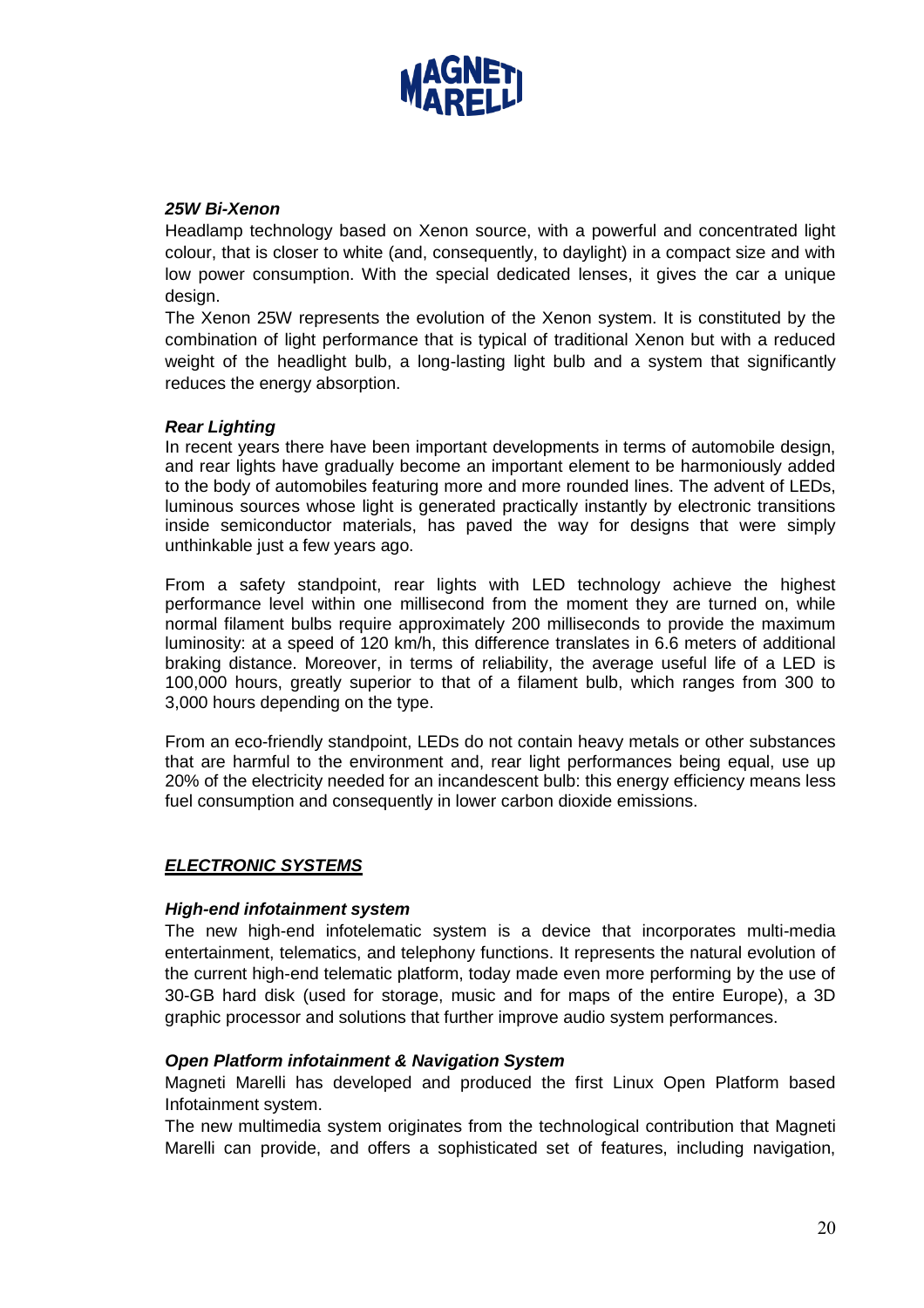***25W Bi-Xenon***

Headlamp technology based on Xenon source, with a powerful and concentrated light colour, that is closer to white (and, consequently, to daylight) in a compact size and with low power consumption. With the special dedicated lenses, it gives the car a unique design.

The Xenon 25W represents the evolution of the Xenon system. It is constituted by the combination of light performance that is typical of traditional Xenon but with a reduced weight of the headlight bulb, a long-lasting light bulb and a system that significantly reduces the energy absorption.

***Rear Lighting***

In recent years there have been important developments in terms of automobile design, and rear lights have gradually become an important element to be harmoniously added to the body of automobiles featuring more and more rounded lines. The advent of LEDs, luminous sources whose light is generated practically instantly by electronic transitions inside semiconductor materials, has paved the way for designs that were simply unthinkable just a few years ago.

From a safety standpoint, rear lights with LED technology achieve the highest performance level within one millisecond from the moment they are turned on, while normal filament bulbs require approximately 200 milliseconds to provide the maximum luminosity: at a speed of 120 km/h, this difference translates in 6.6 meters of additional braking distance. Moreover, in terms of reliability, the average useful life of a LED is 100,000 hours, greatly superior to that of a filament bulb, which ranges from 300 to 3,000 hours depending on the type.

From an eco-friendly standpoint, LEDs do not contain heavy metals or other substances that are harmful to the environment and, rear light performances being equal, use up 20% of the electricity needed for an incandescent bulb: this energy efficiency means less fuel consumption and consequently in lower carbon dioxide emissions.

## ***ELECTRONIC SYSTEMS***

***High-end infotainment system***

The new high-end infotelematic system is a device that incorporates multi-media entertainment, telematics, and telephony functions. It represents the natural evolution of the current high-end telematic platform, today made even more performing by the use of 30-GB hard disk (used for storage, music and for maps of the entire Europe), a 3D graphic processor and solutions that further improve audio system performances.

***Open Platform infotainment & Navigation System***

Magneti Marelli has developed and produced the first Linux Open Platform based Infotainment system.

The new multimedia system originates from the technological contribution that Magneti Marelli can provide, and offers a sophisticated set of features, including navigation,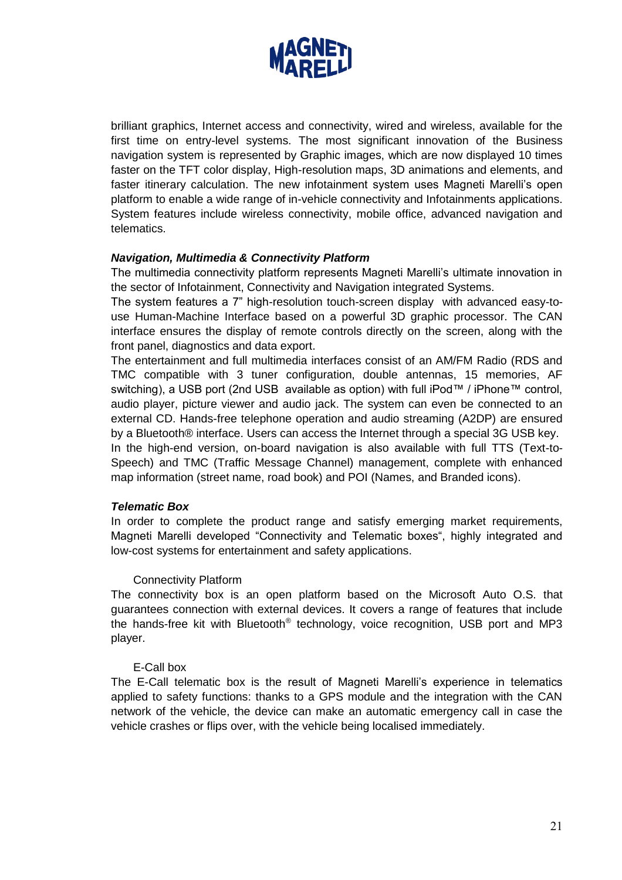brilliant graphics, Internet access and connectivity, wired and wireless, available for the first time on entry-level systems. The most significant innovation of the Business navigation system is represented by Graphic images, which are now displayed 10 times faster on the TFT color display, High-resolution maps, 3D animations and elements, and faster itinerary calculation. The new infotainment system uses Magneti Marelli's open platform to enable a wide range of in-vehicle connectivity and Infotainments applications. System features include wireless connectivity, mobile office, advanced navigation and telematics.

***Navigation, Multimedia & Connectivity Platform***

The multimedia connectivity platform represents Magneti Marelli's ultimate innovation in the sector of Infotainment, Connectivity and Navigation integrated Systems.

The system features a 7" high-resolution touch-screen display with advanced easy-to-use Human-Machine Interface based on a powerful 3D graphic processor. The CAN interface ensures the display of remote controls directly on the screen, along with the front panel, diagnostics and data export.

The entertainment and full multimedia interfaces consist of an AM/FM Radio (RDS and TMC compatible with 3 tuner configuration, double antennas, 15 memories, AF switching), a USB port (2nd USB available as option) with full iPod™ / iPhone™ control, audio player, picture viewer and audio jack. The system can even be connected to an external CD. Hands-free telephone operation and audio streaming (A2DP) are ensured by a Bluetooth® interface. Users can access the Internet through a special 3G USB key.

In the high-end version, on-board navigation is also available with full TTS (Text-to-Speech) and TMC (Traffic Message Channel) management, complete with enhanced map information (street name, road book) and POI (Names, and Branded icons).

***Telematic Box***

In order to complete the product range and satisfy emerging market requirements, Magneti Marelli developed "Connectivity and Telematic boxes", highly integrated and low-cost systems for entertainment and safety applications.

Connectivity Platform

The connectivity box is an open platform based on the Microsoft Auto O.S. that guarantees connection with external devices. It covers a range of features that include the hands-free kit with Bluetooth® technology, voice recognition, USB port and MP3 player.

E-Call box

The E-Call telematic box is the result of Magneti Marelli's experience in telematics applied to safety functions: thanks to a GPS module and the integration with the CAN network of the vehicle, the device can make an automatic emergency call in case the vehicle crashes or flips over, with the vehicle being localised immediately.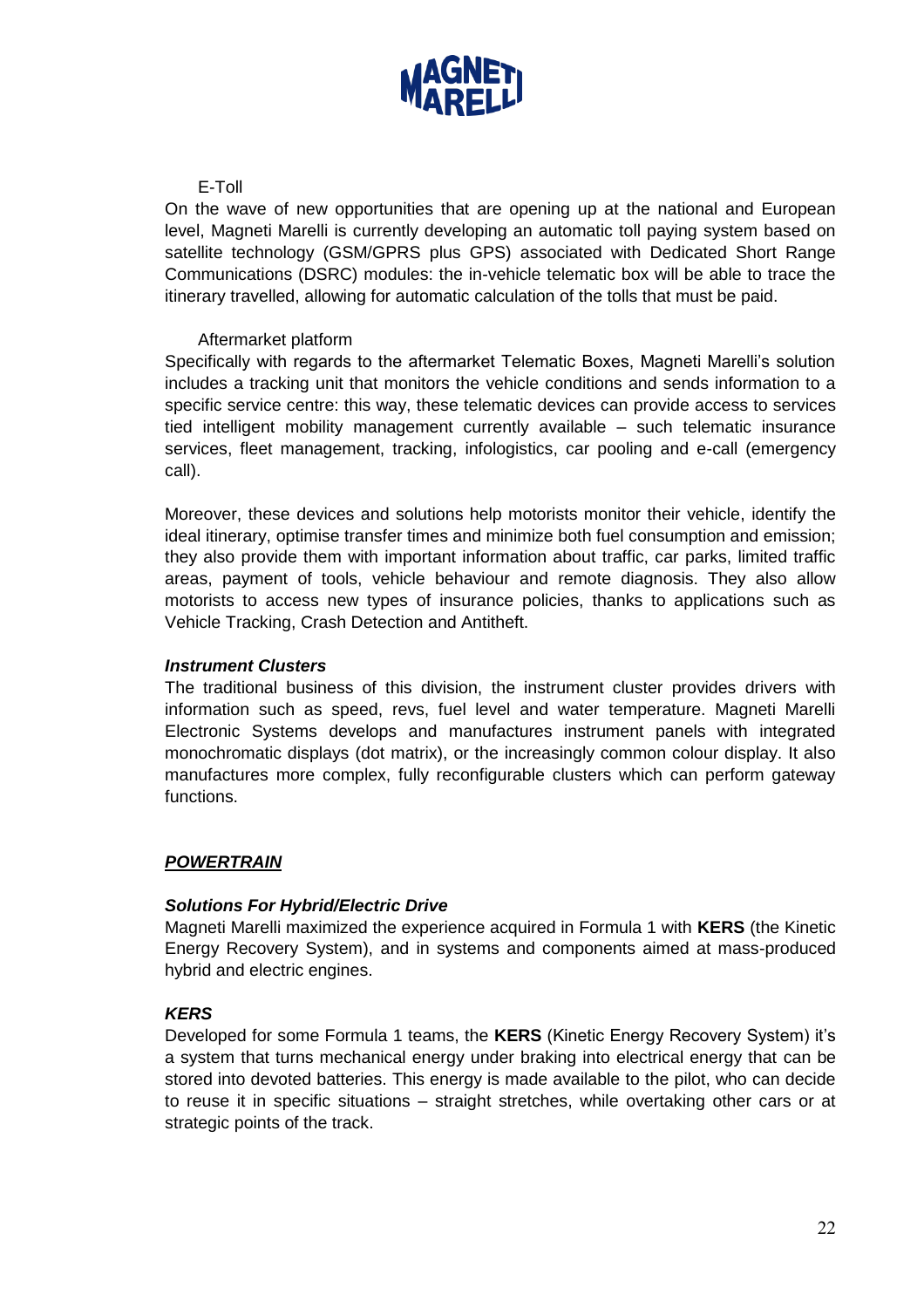E-Toll

On the wave of new opportunities that are opening up at the national and European level, Magneti Marelli is currently developing an automatic toll paying system based on satellite technology (GSM/GPRS plus GPS) associated with Dedicated Short Range Communications (DSRC) modules: the in-vehicle telematic box will be able to trace the itinerary travelled, allowing for automatic calculation of the tolls that must be paid.

Aftermarket platform

Specifically with regards to the aftermarket Telematic Boxes, Magneti Marelli's solution includes a tracking unit that monitors the vehicle conditions and sends information to a specific service centre: this way, these telematic devices can provide access to services tied intelligent mobility management currently available – such telematic insurance services, fleet management, tracking, infologistics, car pooling and e-call (emergency call).

Moreover, these devices and solutions help motorists monitor their vehicle, identify the ideal itinerary, optimise transfer times and minimize both fuel consumption and emission; they also provide them with important information about traffic, car parks, limited traffic areas, payment of tools, vehicle behaviour and remote diagnosis. They also allow motorists to access new types of insurance policies, thanks to applications such as Vehicle Tracking, Crash Detection and Antitheft.

***Instrument Clusters***

The traditional business of this division, the instrument cluster provides drivers with information such as speed, revs, fuel level and water temperature. Magneti Marelli Electronic Systems develops and manufactures instrument panels with integrated monochromatic displays (dot matrix), or the increasingly common colour display. It also manufactures more complex, fully reconfigurable clusters which can perform gateway functions.

## ***<u>POWERTRAIN</u>***

***Solutions For Hybrid/Electric Drive***

Magneti Marelli maximized the experience acquired in Formula 1 with **KERS** (the Kinetic Energy Recovery System), and in systems and components aimed at mass-produced hybrid and electric engines.

***KERS***

Developed for some Formula 1 teams, the **KERS** (Kinetic Energy Recovery System) it's a system that turns mechanical energy under braking into electrical energy that can be stored into devoted batteries. This energy is made available to the pilot, who can decide to reuse it in specific situations – straight stretches, while overtaking other cars or at strategic points of the track.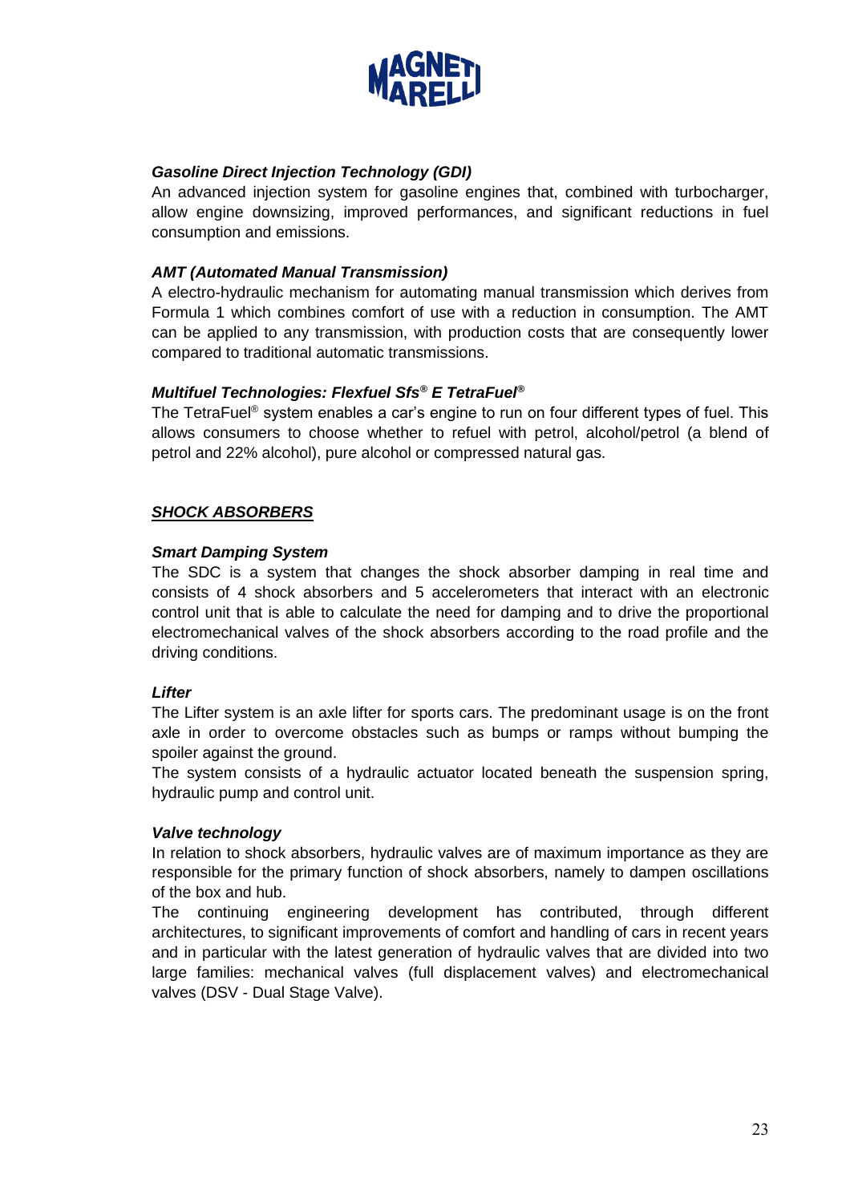### *Gasoline Direct Injection Technology (GDI)*

An advanced injection system for gasoline engines that, combined with turbocharger, allow engine downsizing, improved performances, and significant reductions in fuel consumption and emissions.

### *AMT (Automated Manual Transmission)*

A electro-hydraulic mechanism for automating manual transmission which derives from Formula 1 which combines comfort of use with a reduction in consumption. The AMT can be applied to any transmission, with production costs that are consequently lower compared to traditional automatic transmissions.

### *Multifuel Technologies: Flexfuel Sfs® E TetraFuel®*

The TetraFuel® system enables a car's engine to run on four different types of fuel. This allows consumers to choose whether to refuel with petrol, alcohol/petrol (a blend of petrol and 22% alcohol), pure alcohol or compressed natural gas.

## ***SHOCK ABSORBERS***

### *Smart Damping System*

The SDC is a system that changes the shock absorber damping in real time and consists of 4 shock absorbers and 5 accelerometers that interact with an electronic control unit that is able to calculate the need for damping and to drive the proportional electromechanical valves of the shock absorbers according to the road profile and the driving conditions.

### *Lifter*

The Lifter system is an axle lifter for sports cars. The predominant usage is on the front axle in order to overcome obstacles such as bumps or ramps without bumping the spoiler against the ground.

The system consists of a hydraulic actuator located beneath the suspension spring, hydraulic pump and control unit.

### *Valve technology*

In relation to shock absorbers, hydraulic valves are of maximum importance as they are responsible for the primary function of shock absorbers, namely to dampen oscillations of the box and hub.

The continuing engineering development has contributed, through different architectures, to significant improvements of comfort and handling of cars in recent years and in particular with the latest generation of hydraulic valves that are divided into two large families: mechanical valves (full displacement valves) and electromechanical valves (DSV - Dual Stage Valve).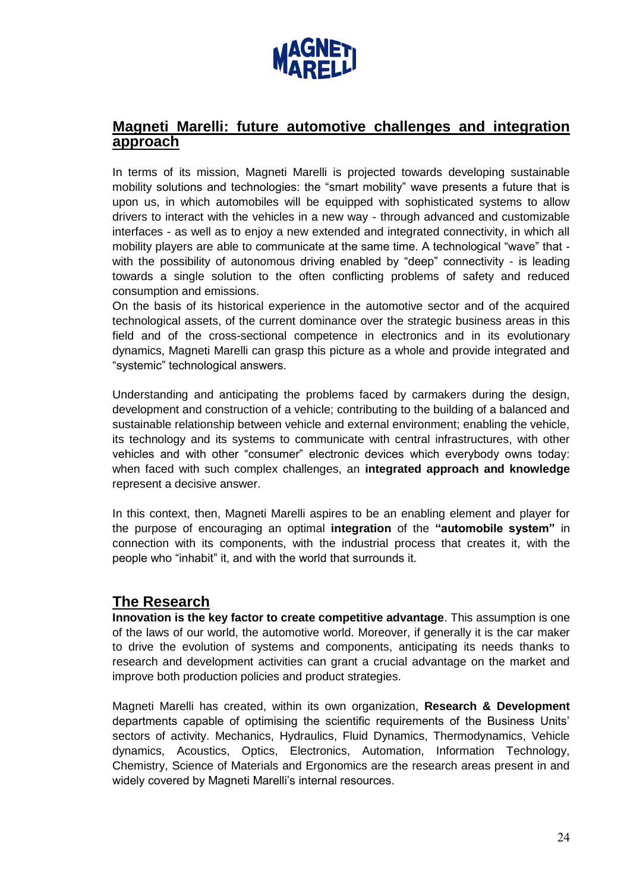## Magneti Marelli: future automotive challenges and integration approach

In terms of its mission, Magneti Marelli is projected towards developing sustainable mobility solutions and technologies: the "smart mobility" wave presents a future that is upon us, in which automobiles will be equipped with sophisticated systems to allow drivers to interact with the vehicles in a new way - through advanced and customizable interfaces - as well as to enjoy a new extended and integrated connectivity, in which all mobility players are able to communicate at the same time. A technological "wave" that - with the possibility of autonomous driving enabled by "deep" connectivity - is leading towards a single solution to the often conflicting problems of safety and reduced consumption and emissions.

On the basis of its historical experience in the automotive sector and of the acquired technological assets, of the current dominance over the strategic business areas in this field and of the cross-sectional competence in electronics and in its evolutionary dynamics, Magneti Marelli can grasp this picture as a whole and provide integrated and "systemic" technological answers.

Understanding and anticipating the problems faced by carmakers during the design, development and construction of a vehicle; contributing to the building of a balanced and sustainable relationship between vehicle and external environment; enabling the vehicle, its technology and its systems to communicate with central infrastructures, with other vehicles and with other "consumer" electronic devices which everybody owns today: when faced with such complex challenges, an **integrated approach and knowledge** represent a decisive answer.

In this context, then, Magneti Marelli aspires to be an enabling element and player for the purpose of encouraging an optimal **integration** of the **"automobile system"** in connection with its components, with the industrial process that creates it, with the people who "inhabit" it, and with the world that surrounds it.

## The Research

**Innovation is the key factor to create competitive advantage**. This assumption is one of the laws of our world, the automotive world. Moreover, if generally it is the car maker to drive the evolution of systems and components, anticipating its needs thanks to research and development activities can grant a crucial advantage on the market and improve both production policies and product strategies.

Magneti Marelli has created, within its own organization, **Research & Development** departments capable of optimising the scientific requirements of the Business Units' sectors of activity. Mechanics, Hydraulics, Fluid Dynamics, Thermodynamics, Vehicle dynamics, Acoustics, Optics, Electronics, Automation, Information Technology, Chemistry, Science of Materials and Ergonomics are the research areas present in and widely covered by Magneti Marelli's internal resources.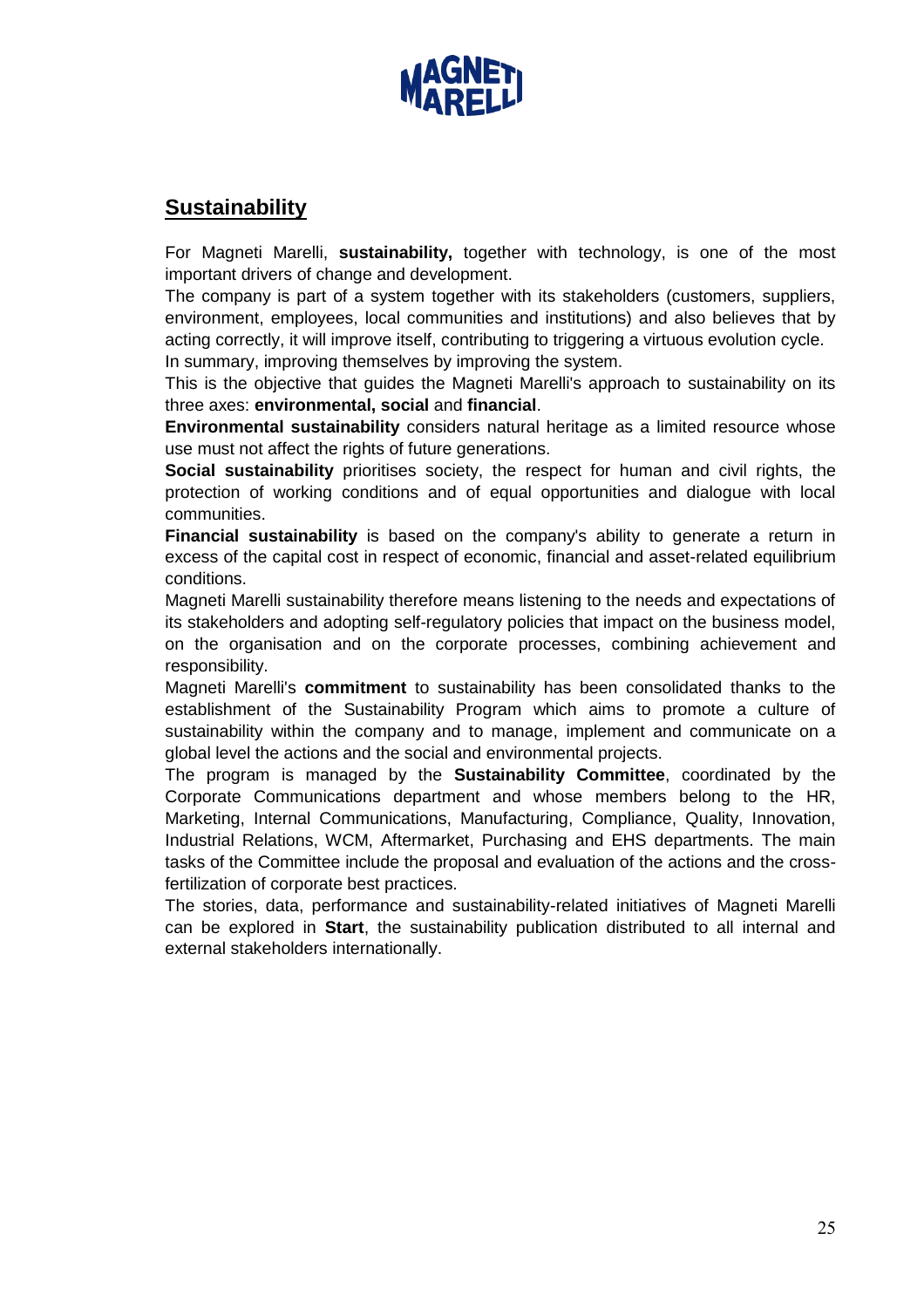## Sustainability

For Magneti Marelli, **sustainability,** together with technology, is one of the most important drivers of change and development.
The company is part of a system together with its stakeholders (customers, suppliers, environment, employees, local communities and institutions) and also believes that by acting correctly, it will improve itself, contributing to triggering a virtuous evolution cycle.
In summary, improving themselves by improving the system.
This is the objective that guides the Magneti Marelli's approach to sustainability on its three axes: **environmental, social** and **financial**.
**Environmental sustainability** considers natural heritage as a limited resource whose use must not affect the rights of future generations.
**Social sustainability** prioritises society, the respect for human and civil rights, the protection of working conditions and of equal opportunities and dialogue with local communities.
**Financial sustainability** is based on the company's ability to generate a return in excess of the capital cost in respect of economic, financial and asset-related equilibrium conditions.
Magneti Marelli sustainability therefore means listening to the needs and expectations of its stakeholders and adopting self-regulatory policies that impact on the business model, on the organisation and on the corporate processes, combining achievement and responsibility.
Magneti Marelli's **commitment** to sustainability has been consolidated thanks to the establishment of the Sustainability Program which aims to promote a culture of sustainability within the company and to manage, implement and communicate on a global level the actions and the social and environmental projects.
The program is managed by the **Sustainability Committee**, coordinated by the Corporate Communications department and whose members belong to the HR, Marketing, Internal Communications, Manufacturing, Compliance, Quality, Innovation, Industrial Relations, WCM, Aftermarket, Purchasing and EHS departments. The main tasks of the Committee include the proposal and evaluation of the actions and the cross-fertilization of corporate best practices.
The stories, data, performance and sustainability-related initiatives of Magneti Marelli can be explored in **Start**, the sustainability publication distributed to all internal and external stakeholders internationally.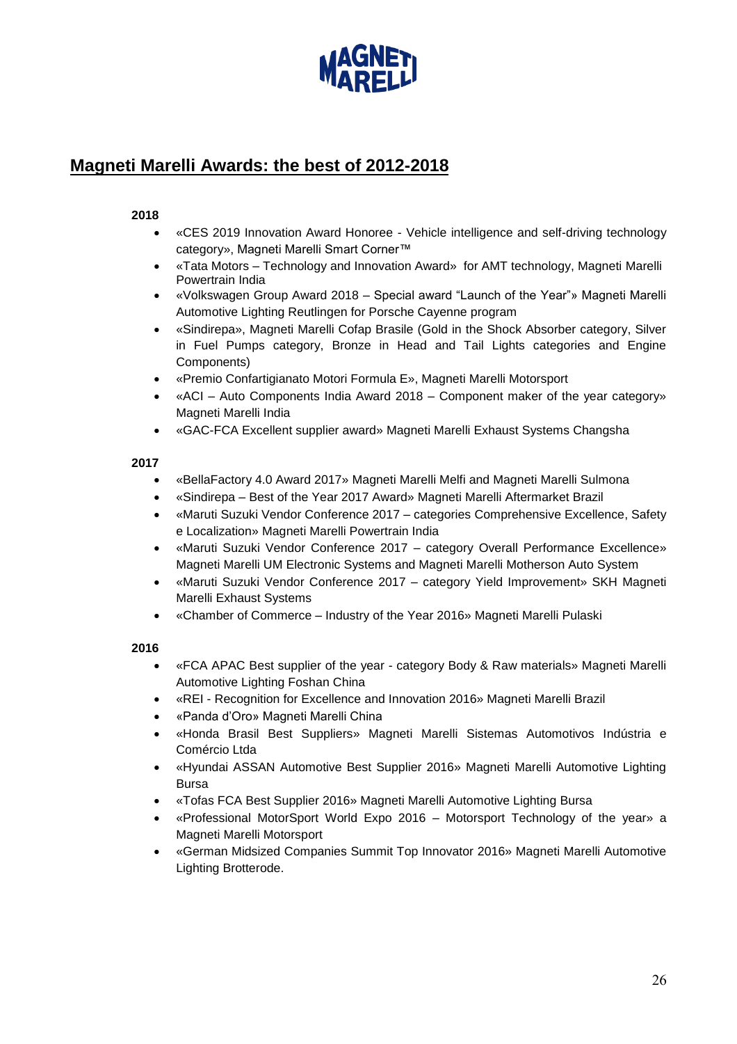## Magneti Marelli Awards: the best of 2012-2018

**2018**

- «CES 2019 Innovation Award Honoree - Vehicle intelligence and self-driving technology category», Magneti Marelli Smart Corner™
- «Tata Motors – Technology and Innovation Award» for AMT technology, Magneti Marelli Powertrain India
- «Volkswagen Group Award 2018 – Special award "Launch of the Year"» Magneti Marelli Automotive Lighting Reutlingen for Porsche Cayenne program
- «Sindirepa», Magneti Marelli Cofap Brasile (Gold in the Shock Absorber category, Silver in Fuel Pumps category, Bronze in Head and Tail Lights categories and Engine Components)
- «Premio Confartigianato Motori Formula E», Magneti Marelli Motorsport
- «ACI – Auto Components India Award 2018 – Component maker of the year category» Magneti Marelli India
- «GAC-FCA Excellent supplier award» Magneti Marelli Exhaust Systems Changsha

**2017**

- «BellaFactory 4.0 Award 2017» Magneti Marelli Melfi and Magneti Marelli Sulmona
- «Sindirepa – Best of the Year 2017 Award» Magneti Marelli Aftermarket Brazil
- «Maruti Suzuki Vendor Conference 2017 – categories Comprehensive Excellence, Safety e Localization» Magneti Marelli Powertrain India
- «Maruti Suzuki Vendor Conference 2017 – category Overall Performance Excellence» Magneti Marelli UM Electronic Systems and Magneti Marelli Motherson Auto System
- «Maruti Suzuki Vendor Conference 2017 – category Yield Improvement» SKH Magneti Marelli Exhaust Systems
- «Chamber of Commerce – Industry of the Year 2016» Magneti Marelli Pulaski

**2016**

- «FCA APAC Best supplier of the year - category Body & Raw materials» Magneti Marelli Automotive Lighting Foshan China
- «REI - Recognition for Excellence and Innovation 2016» Magneti Marelli Brazil
- «Panda d'Oro» Magneti Marelli China
- «Honda Brasil Best Suppliers» Magneti Marelli Sistemas Automotivos Indústria e Comércio Ltda
- «Hyundai ASSAN Automotive Best Supplier 2016» Magneti Marelli Automotive Lighting Bursa
- «Tofas FCA Best Supplier 2016» Magneti Marelli Automotive Lighting Bursa
- «Professional MotorSport World Expo 2016 – Motorsport Technology of the year» a Magneti Marelli Motorsport
- «German Midsized Companies Summit Top Innovator 2016» Magneti Marelli Automotive Lighting Brotterode.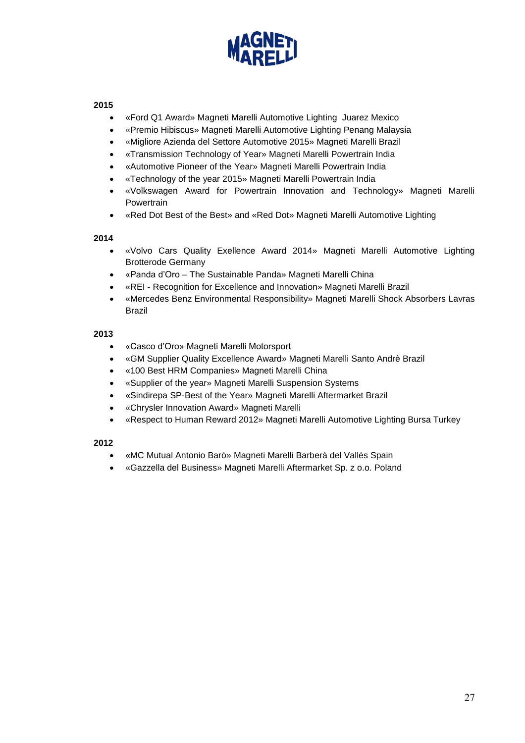**2015**

- «Ford Q1 Award» Magneti Marelli Automotive Lighting Juarez Mexico
- «Premio Hibiscus» Magneti Marelli Automotive Lighting Penang Malaysia
- «Migliore Azienda del Settore Automotive 2015» Magneti Marelli Brazil
- «Transmission Technology of Year» Magneti Marelli Powertrain India
- «Automotive Pioneer of the Year» Magneti Marelli Powertrain India
- «Technology of the year 2015» Magneti Marelli Powertrain India
- «Volkswagen Award for Powertrain Innovation and Technology» Magneti Marelli Powertrain
- «Red Dot Best of the Best» and «Red Dot» Magneti Marelli Automotive Lighting

**2014**

- «Volvo Cars Quality Exellence Award 2014» Magneti Marelli Automotive Lighting Brotterode Germany
- «Panda d'Oro – The Sustainable Panda» Magneti Marelli China
- «REI - Recognition for Excellence and Innovation» Magneti Marelli Brazil
- «Mercedes Benz Environmental Responsibility» Magneti Marelli Shock Absorbers Lavras Brazil

**2013**

- «Casco d'Oro» Magneti Marelli Motorsport
- «GM Supplier Quality Excellence Award» Magneti Marelli Santo Andrè Brazil
- «100 Best HRM Companies» Magneti Marelli China
- «Supplier of the year» Magneti Marelli Suspension Systems
- «Sindirepa SP-Best of the Year» Magneti Marelli Aftermarket Brazil
- «Chrysler Innovation Award» Magneti Marelli
- «Respect to Human Reward 2012» Magneti Marelli Automotive Lighting Bursa Turkey

**2012**

- «MC Mutual Antonio Barò» Magneti Marelli Barberà del Vallès Spain
- «Gazzella del Business» Magneti Marelli Aftermarket Sp. z o.o. Poland